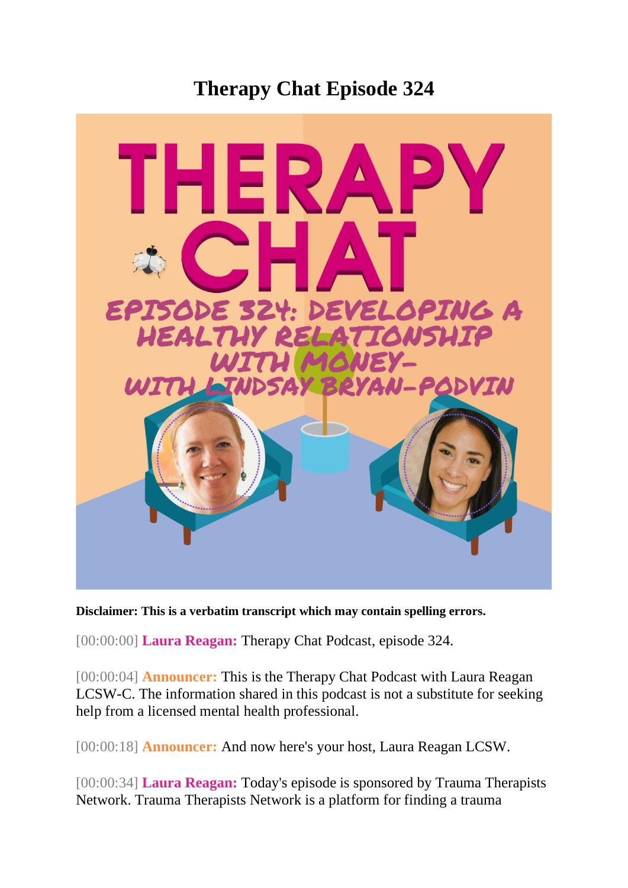# Therapy Chat Episode 324

**Disclaimer: This is a verbatim transcript which may contain spelling errors.**

[00:00:00] **Laura Reagan:** Therapy Chat Podcast, episode 324.

[00:00:04] **Announcer:** This is the Therapy Chat Podcast with Laura Reagan LCSW-C. The information shared in this podcast is not a substitute for seeking help from a licensed mental health professional.

[00:00:18] **Announcer:** And now here's your host, Laura Reagan LCSW.

[00:00:34] **Laura Reagan:** Today's episode is sponsored by Trauma Therapists Network. Trauma Therapists Network is a platform for finding a trauma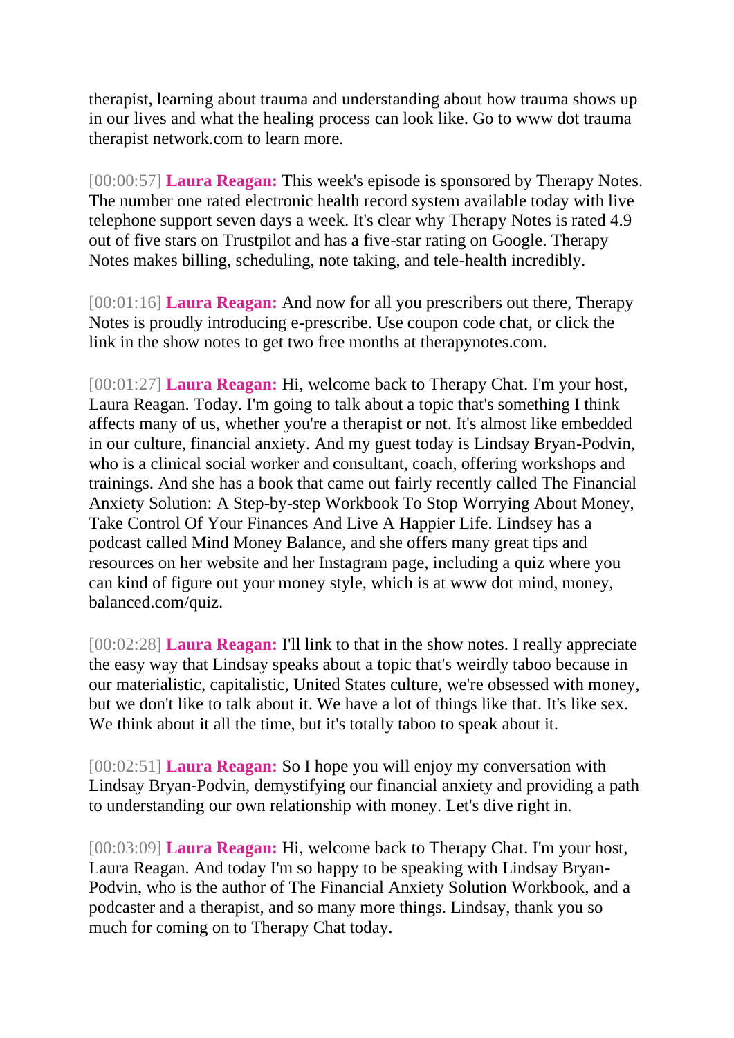therapist, learning about trauma and understanding about how trauma shows up in our lives and what the healing process can look like. Go to www dot trauma therapist network.com to learn more.

[00:00:57] **Laura Reagan:** This week's episode is sponsored by Therapy Notes. The number one rated electronic health record system available today with live telephone support seven days a week. It's clear why Therapy Notes is rated 4.9 out of five stars on Trustpilot and has a five-star rating on Google. Therapy Notes makes billing, scheduling, note taking, and tele-health incredibly.

[00:01:16] **Laura Reagan:** And now for all you prescribers out there, Therapy Notes is proudly introducing e-prescribe. Use coupon code chat, or click the link in the show notes to get two free months at therapynotes.com.

[00:01:27] **Laura Reagan:** Hi, welcome back to Therapy Chat. I'm your host, Laura Reagan. Today. I'm going to talk about a topic that's something I think affects many of us, whether you're a therapist or not. It's almost like embedded in our culture, financial anxiety. And my guest today is Lindsay Bryan-Podvin, who is a clinical social worker and consultant, coach, offering workshops and trainings. And she has a book that came out fairly recently called The Financial Anxiety Solution: A Step-by-step Workbook To Stop Worrying About Money, Take Control Of Your Finances And Live A Happier Life. Lindsey has a podcast called Mind Money Balance, and she offers many great tips and resources on her website and her Instagram page, including a quiz where you can kind of figure out your money style, which is at www dot mind, money, balanced.com/quiz.

[00:02:28] **Laura Reagan:** I'll link to that in the show notes. I really appreciate the easy way that Lindsay speaks about a topic that's weirdly taboo because in our materialistic, capitalistic, United States culture, we're obsessed with money, but we don't like to talk about it. We have a lot of things like that. It's like sex. We think about it all the time, but it's totally taboo to speak about it.

[00:02:51] **Laura Reagan:** So I hope you will enjoy my conversation with Lindsay Bryan-Podvin, demystifying our financial anxiety and providing a path to understanding our own relationship with money. Let's dive right in.

[00:03:09] **Laura Reagan:** Hi, welcome back to Therapy Chat. I'm your host, Laura Reagan. And today I'm so happy to be speaking with Lindsay Bryan-Podvin, who is the author of The Financial Anxiety Solution Workbook, and a podcaster and a therapist, and so many more things. Lindsay, thank you so much for coming on to Therapy Chat today.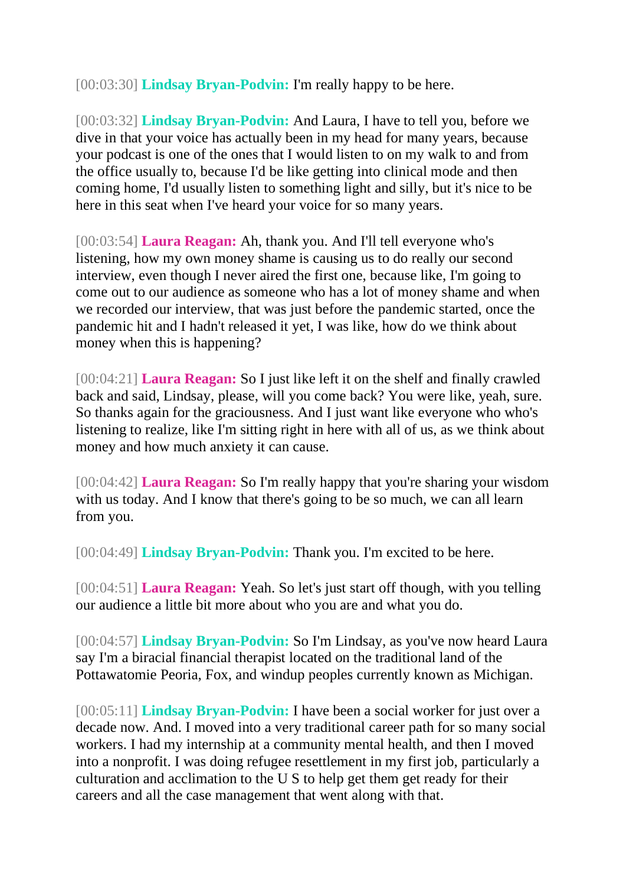[00:03:30] **Lindsay Bryan-Podvin:** I'm really happy to be here.

[00:03:32] **Lindsay Bryan-Podvin:** And Laura, I have to tell you, before we dive in that your voice has actually been in my head for many years, because your podcast is one of the ones that I would listen to on my walk to and from the office usually to, because I'd be like getting into clinical mode and then coming home, I'd usually listen to something light and silly, but it's nice to be here in this seat when I've heard your voice for so many years.

[00:03:54] **Laura Reagan:** Ah, thank you. And I'll tell everyone who's listening, how my own money shame is causing us to do really our second interview, even though I never aired the first one, because like, I'm going to come out to our audience as someone who has a lot of money shame and when we recorded our interview, that was just before the pandemic started, once the pandemic hit and I hadn't released it yet, I was like, how do we think about money when this is happening?

[00:04:21] **Laura Reagan:** So I just like left it on the shelf and finally crawled back and said, Lindsay, please, will you come back? You were like, yeah, sure. So thanks again for the graciousness. And I just want like everyone who who's listening to realize, like I'm sitting right in here with all of us, as we think about money and how much anxiety it can cause.

[00:04:42] **Laura Reagan:** So I'm really happy that you're sharing your wisdom with us today. And I know that there's going to be so much, we can all learn from you.

[00:04:49] **Lindsay Bryan-Podvin:** Thank you. I'm excited to be here.

[00:04:51] **Laura Reagan:** Yeah. So let's just start off though, with you telling our audience a little bit more about who you are and what you do.

[00:04:57] **Lindsay Bryan-Podvin:** So I'm Lindsay, as you've now heard Laura say I'm a biracial financial therapist located on the traditional land of the Pottawatomie Peoria, Fox, and windup peoples currently known as Michigan.

[00:05:11] **Lindsay Bryan-Podvin:** I have been a social worker for just over a decade now. And. I moved into a very traditional career path for so many social workers. I had my internship at a community mental health, and then I moved into a nonprofit. I was doing refugee resettlement in my first job, particularly a culturation and acclimation to the U S to help get them get ready for their careers and all the case management that went along with that.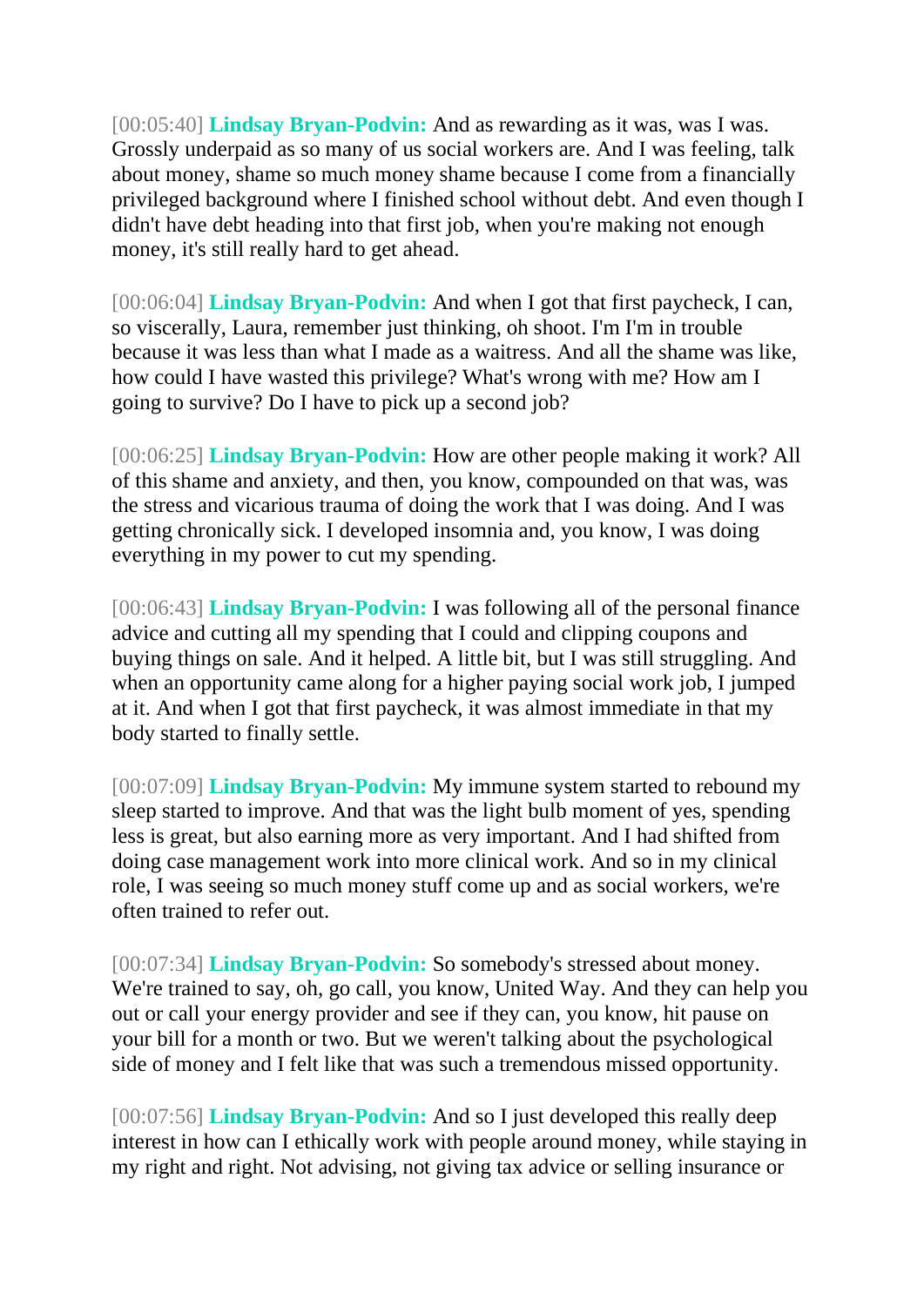[00:05:40] **Lindsay Bryan-Podvin:** And as rewarding as it was, was I was. Grossly underpaid as so many of us social workers are. And I was feeling, talk about money, shame so much money shame because I come from a financially privileged background where I finished school without debt. And even though I didn't have debt heading into that first job, when you're making not enough money, it's still really hard to get ahead.

[00:06:04] **Lindsay Bryan-Podvin:** And when I got that first paycheck, I can, so viscerally, Laura, remember just thinking, oh shoot. I'm I'm in trouble because it was less than what I made as a waitress. And all the shame was like, how could I have wasted this privilege? What's wrong with me? How am I going to survive? Do I have to pick up a second job?

[00:06:25] **Lindsay Bryan-Podvin:** How are other people making it work? All of this shame and anxiety, and then, you know, compounded on that was, was the stress and vicarious trauma of doing the work that I was doing. And I was getting chronically sick. I developed insomnia and, you know, I was doing everything in my power to cut my spending.

[00:06:43] **Lindsay Bryan-Podvin:** I was following all of the personal finance advice and cutting all my spending that I could and clipping coupons and buying things on sale. And it helped. A little bit, but I was still struggling. And when an opportunity came along for a higher paying social work job, I jumped at it. And when I got that first paycheck, it was almost immediate in that my body started to finally settle.

[00:07:09] **Lindsay Bryan-Podvin:** My immune system started to rebound my sleep started to improve. And that was the light bulb moment of yes, spending less is great, but also earning more as very important. And I had shifted from doing case management work into more clinical work. And so in my clinical role, I was seeing so much money stuff come up and as social workers, we're often trained to refer out.

[00:07:34] **Lindsay Bryan-Podvin:** So somebody's stressed about money. We're trained to say, oh, go call, you know, United Way. And they can help you out or call your energy provider and see if they can, you know, hit pause on your bill for a month or two. But we weren't talking about the psychological side of money and I felt like that was such a tremendous missed opportunity.

[00:07:56] **Lindsay Bryan-Podvin:** And so I just developed this really deep interest in how can I ethically work with people around money, while staying in my right and right. Not advising, not giving tax advice or selling insurance or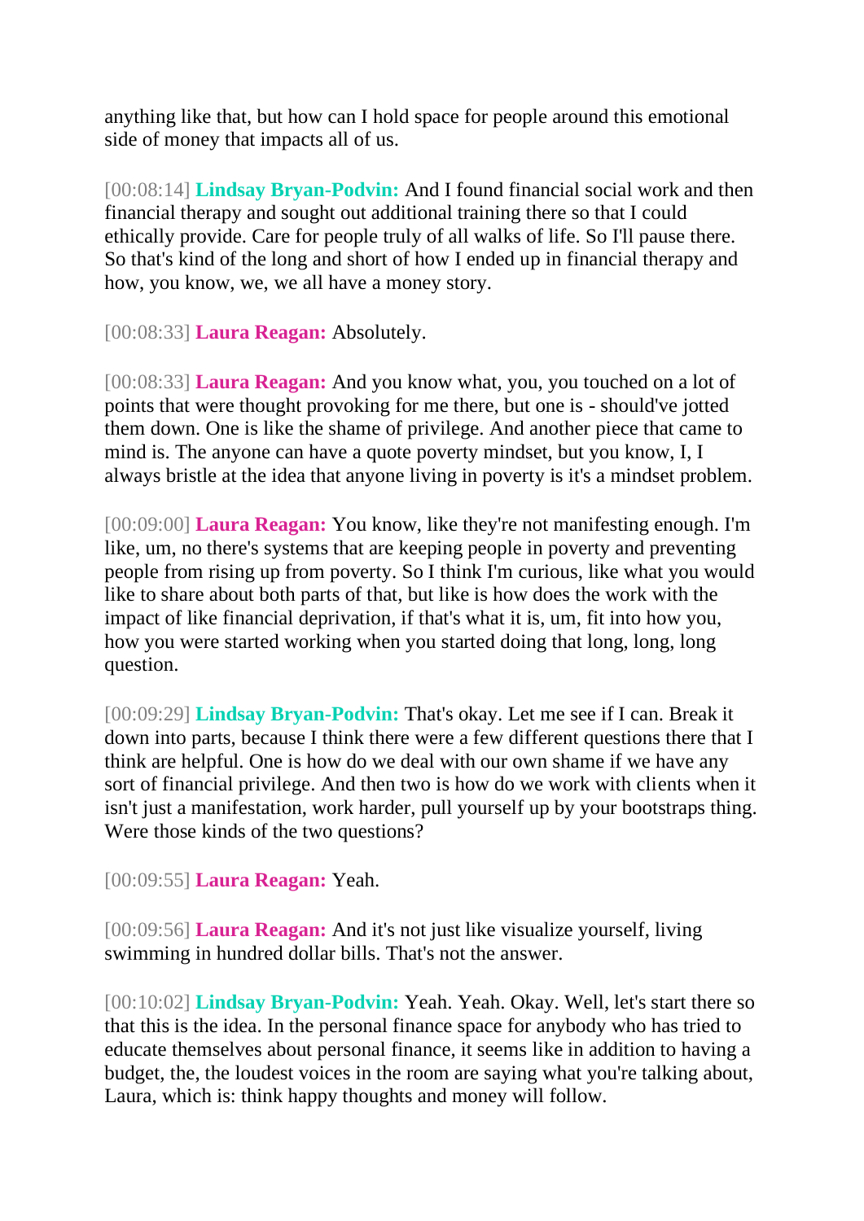anything like that, but how can I hold space for people around this emotional side of money that impacts all of us.

[00:08:14] **Lindsay Bryan-Podvin:** And I found financial social work and then financial therapy and sought out additional training there so that I could ethically provide. Care for people truly of all walks of life. So I'll pause there. So that's kind of the long and short of how I ended up in financial therapy and how, you know, we, we all have a money story.

[00:08:33] **Laura Reagan:** Absolutely.

[00:08:33] **Laura Reagan:** And you know what, you, you touched on a lot of points that were thought provoking for me there, but one is - should've jotted them down. One is like the shame of privilege. And another piece that came to mind is. The anyone can have a quote poverty mindset, but you know, I, I always bristle at the idea that anyone living in poverty is it's a mindset problem.

[00:09:00] **Laura Reagan:** You know, like they're not manifesting enough. I'm like, um, no there's systems that are keeping people in poverty and preventing people from rising up from poverty. So I think I'm curious, like what you would like to share about both parts of that, but like is how does the work with the impact of like financial deprivation, if that's what it is, um, fit into how you, how you were started working when you started doing that long, long, long question.

[00:09:29] **Lindsay Bryan-Podvin:** That's okay. Let me see if I can. Break it down into parts, because I think there were a few different questions there that I think are helpful. One is how do we deal with our own shame if we have any sort of financial privilege. And then two is how do we work with clients when it isn't just a manifestation, work harder, pull yourself up by your bootstraps thing. Were those kinds of the two questions?

[00:09:55] **Laura Reagan:** Yeah.

[00:09:56] **Laura Reagan:** And it's not just like visualize yourself, living swimming in hundred dollar bills. That's not the answer.

[00:10:02] **Lindsay Bryan-Podvin:** Yeah. Yeah. Okay. Well, let's start there so that this is the idea. In the personal finance space for anybody who has tried to educate themselves about personal finance, it seems like in addition to having a budget, the, the loudest voices in the room are saying what you're talking about, Laura, which is: think happy thoughts and money will follow.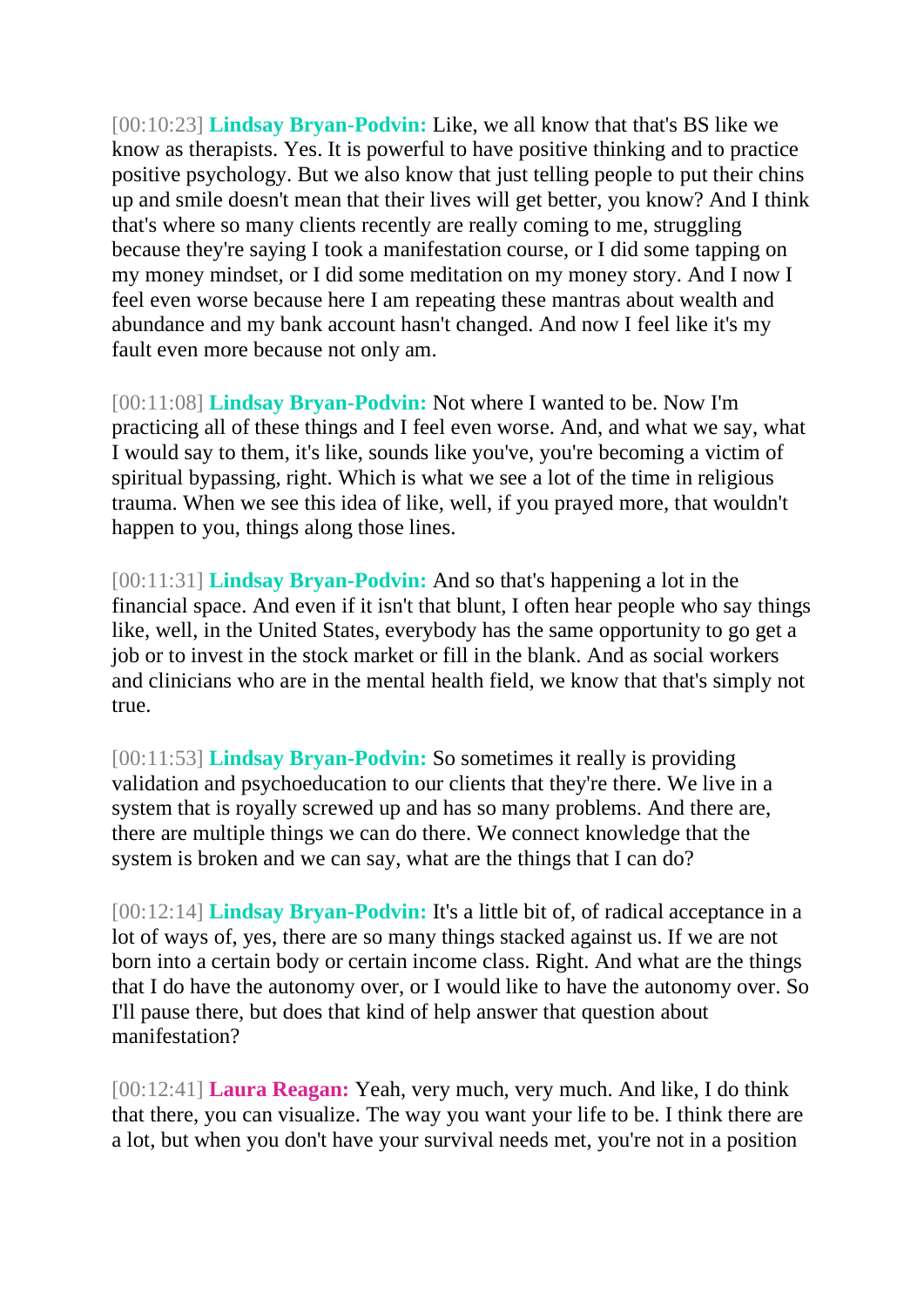[00:10:23] **Lindsay Bryan-Podvin:** Like, we all know that that's BS like we know as therapists. Yes. It is powerful to have positive thinking and to practice positive psychology. But we also know that just telling people to put their chins up and smile doesn't mean that their lives will get better, you know? And I think that's where so many clients recently are really coming to me, struggling because they're saying I took a manifestation course, or I did some tapping on my money mindset, or I did some meditation on my money story. And I now I feel even worse because here I am repeating these mantras about wealth and abundance and my bank account hasn't changed. And now I feel like it's my fault even more because not only am.

[00:11:08] **Lindsay Bryan-Podvin:** Not where I wanted to be. Now I'm practicing all of these things and I feel even worse. And, and what we say, what I would say to them, it's like, sounds like you've, you're becoming a victim of spiritual bypassing, right. Which is what we see a lot of the time in religious trauma. When we see this idea of like, well, if you prayed more, that wouldn't happen to you, things along those lines.

[00:11:31] **Lindsay Bryan-Podvin:** And so that's happening a lot in the financial space. And even if it isn't that blunt, I often hear people who say things like, well, in the United States, everybody has the same opportunity to go get a job or to invest in the stock market or fill in the blank. And as social workers and clinicians who are in the mental health field, we know that that's simply not true.

[00:11:53] **Lindsay Bryan-Podvin:** So sometimes it really is providing validation and psychoeducation to our clients that they're there. We live in a system that is royally screwed up and has so many problems. And there are, there are multiple things we can do there. We connect knowledge that the system is broken and we can say, what are the things that I can do?

[00:12:14] **Lindsay Bryan-Podvin:** It's a little bit of, of radical acceptance in a lot of ways of, yes, there are so many things stacked against us. If we are not born into a certain body or certain income class. Right. And what are the things that I do have the autonomy over, or I would like to have the autonomy over. So I'll pause there, but does that kind of help answer that question about manifestation?

[00:12:41] **Laura Reagan:** Yeah, very much, very much. And like, I do think that there, you can visualize. The way you want your life to be. I think there are a lot, but when you don't have your survival needs met, you're not in a position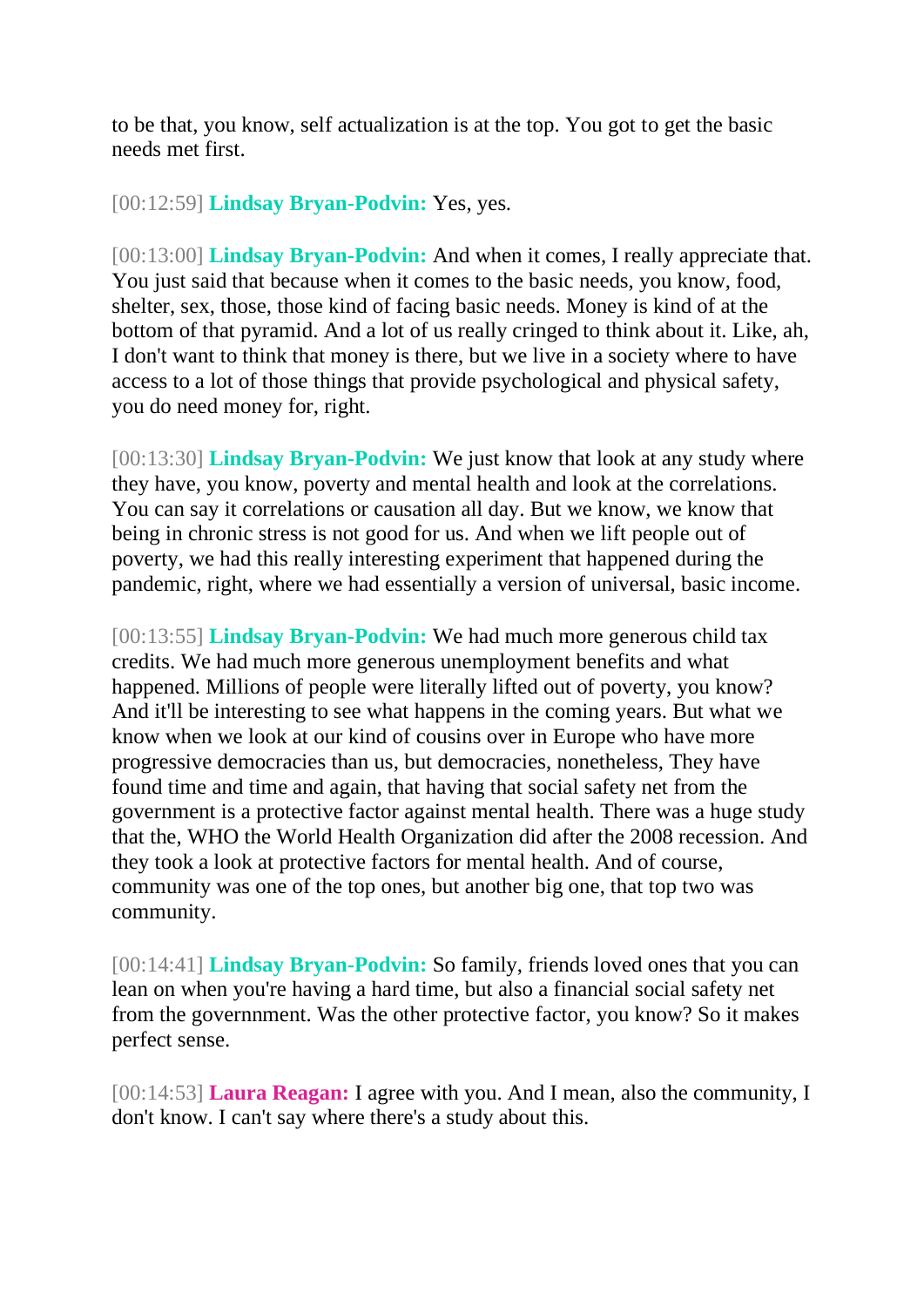to be that, you know, self actualization is at the top. You got to get the basic needs met first.

[00:12:59] **Lindsay Bryan-Podvin:** Yes, yes.

[00:13:00] **Lindsay Bryan-Podvin:** And when it comes, I really appreciate that. You just said that because when it comes to the basic needs, you know, food, shelter, sex, those, those kind of facing basic needs. Money is kind of at the bottom of that pyramid. And a lot of us really cringed to think about it. Like, ah, I don't want to think that money is there, but we live in a society where to have access to a lot of those things that provide psychological and physical safety, you do need money for, right.

[00:13:30] **Lindsay Bryan-Podvin:** We just know that look at any study where they have, you know, poverty and mental health and look at the correlations. You can say it correlations or causation all day. But we know, we know that being in chronic stress is not good for us. And when we lift people out of poverty, we had this really interesting experiment that happened during the pandemic, right, where we had essentially a version of universal, basic income.

[00:13:55] **Lindsay Bryan-Podvin:** We had much more generous child tax credits. We had much more generous unemployment benefits and what happened. Millions of people were literally lifted out of poverty, you know? And it'll be interesting to see what happens in the coming years. But what we know when we look at our kind of cousins over in Europe who have more progressive democracies than us, but democracies, nonetheless, They have found time and time and again, that having that social safety net from the government is a protective factor against mental health. There was a huge study that the, WHO the World Health Organization did after the 2008 recession. And they took a look at protective factors for mental health. And of course, community was one of the top ones, but another big one, that top two was community.

[00:14:41] **Lindsay Bryan-Podvin:** So family, friends loved ones that you can lean on when you're having a hard time, but also a financial social safety net from the governnment. Was the other protective factor, you know? So it makes perfect sense.

[00:14:53] **Laura Reagan:** I agree with you. And I mean, also the community, I don't know. I can't say where there's a study about this.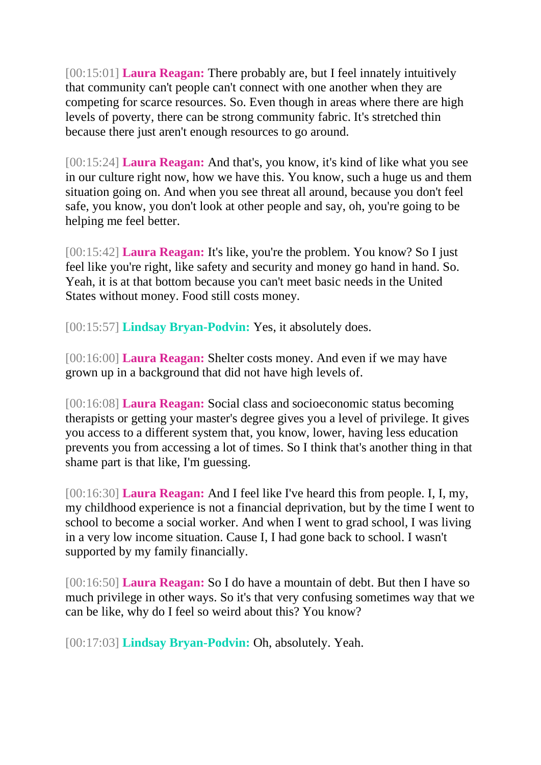[00:15:01] **Laura Reagan:** There probably are, but I feel innately intuitively that community can't people can't connect with one another when they are competing for scarce resources. So. Even though in areas where there are high levels of poverty, there can be strong community fabric. It's stretched thin because there just aren't enough resources to go around.

[00:15:24] **Laura Reagan:** And that's, you know, it's kind of like what you see in our culture right now, how we have this. You know, such a huge us and them situation going on. And when you see threat all around, because you don't feel safe, you know, you don't look at other people and say, oh, you're going to be helping me feel better.

[00:15:42] **Laura Reagan:** It's like, you're the problem. You know? So I just feel like you're right, like safety and security and money go hand in hand. So. Yeah, it is at that bottom because you can't meet basic needs in the United States without money. Food still costs money.

[00:15:57] **Lindsay Bryan-Podvin:** Yes, it absolutely does.

[00:16:00] **Laura Reagan:** Shelter costs money. And even if we may have grown up in a background that did not have high levels of.

[00:16:08] **Laura Reagan:** Social class and socioeconomic status becoming therapists or getting your master's degree gives you a level of privilege. It gives you access to a different system that, you know, lower, having less education prevents you from accessing a lot of times. So I think that's another thing in that shame part is that like, I'm guessing.

[00:16:30] **Laura Reagan:** And I feel like I've heard this from people. I, I, my, my childhood experience is not a financial deprivation, but by the time I went to school to become a social worker. And when I went to grad school, I was living in a very low income situation. Cause I, I had gone back to school. I wasn't supported by my family financially.

[00:16:50] **Laura Reagan:** So I do have a mountain of debt. But then I have so much privilege in other ways. So it's that very confusing sometimes way that we can be like, why do I feel so weird about this? You know?

[00:17:03] **Lindsay Bryan-Podvin:** Oh, absolutely. Yeah.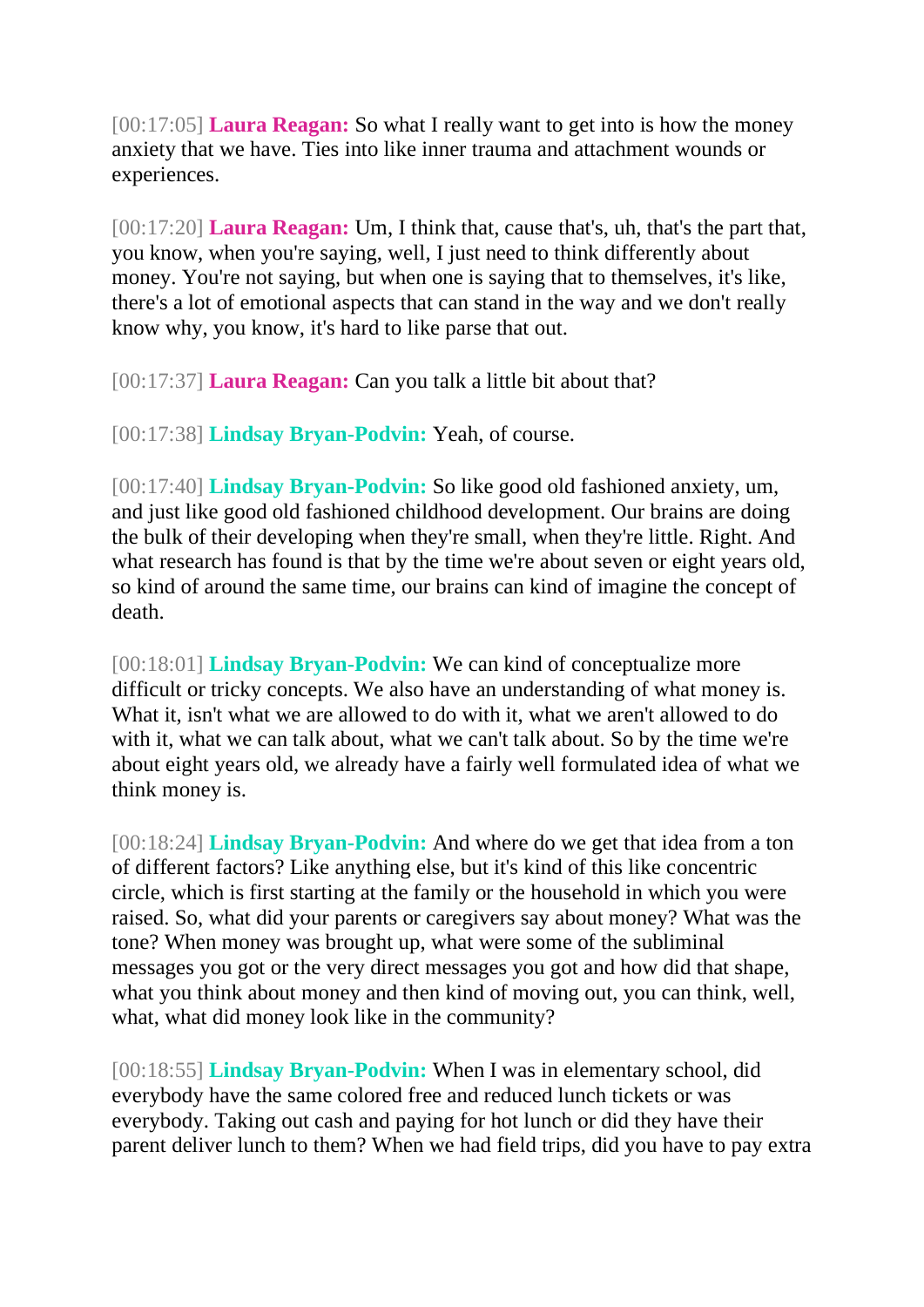[00:17:05] **Laura Reagan:** So what I really want to get into is how the money anxiety that we have. Ties into like inner trauma and attachment wounds or experiences.

[00:17:20] **Laura Reagan:** Um, I think that, cause that's, uh, that's the part that, you know, when you're saying, well, I just need to think differently about money. You're not saying, but when one is saying that to themselves, it's like, there's a lot of emotional aspects that can stand in the way and we don't really know why, you know, it's hard to like parse that out.

[00:17:37] **Laura Reagan:** Can you talk a little bit about that?

[00:17:38] **Lindsay Bryan-Podvin:** Yeah, of course.

[00:17:40] **Lindsay Bryan-Podvin:** So like good old fashioned anxiety, um, and just like good old fashioned childhood development. Our brains are doing the bulk of their developing when they're small, when they're little. Right. And what research has found is that by the time we're about seven or eight years old, so kind of around the same time, our brains can kind of imagine the concept of death.

[00:18:01] **Lindsay Bryan-Podvin:** We can kind of conceptualize more difficult or tricky concepts. We also have an understanding of what money is. What it, isn't what we are allowed to do with it, what we aren't allowed to do with it, what we can talk about, what we can't talk about. So by the time we're about eight years old, we already have a fairly well formulated idea of what we think money is.

[00:18:24] **Lindsay Bryan-Podvin:** And where do we get that idea from a ton of different factors? Like anything else, but it's kind of this like concentric circle, which is first starting at the family or the household in which you were raised. So, what did your parents or caregivers say about money? What was the tone? When money was brought up, what were some of the subliminal messages you got or the very direct messages you got and how did that shape, what you think about money and then kind of moving out, you can think, well, what, what did money look like in the community?

[00:18:55] **Lindsay Bryan-Podvin:** When I was in elementary school, did everybody have the same colored free and reduced lunch tickets or was everybody. Taking out cash and paying for hot lunch or did they have their parent deliver lunch to them? When we had field trips, did you have to pay extra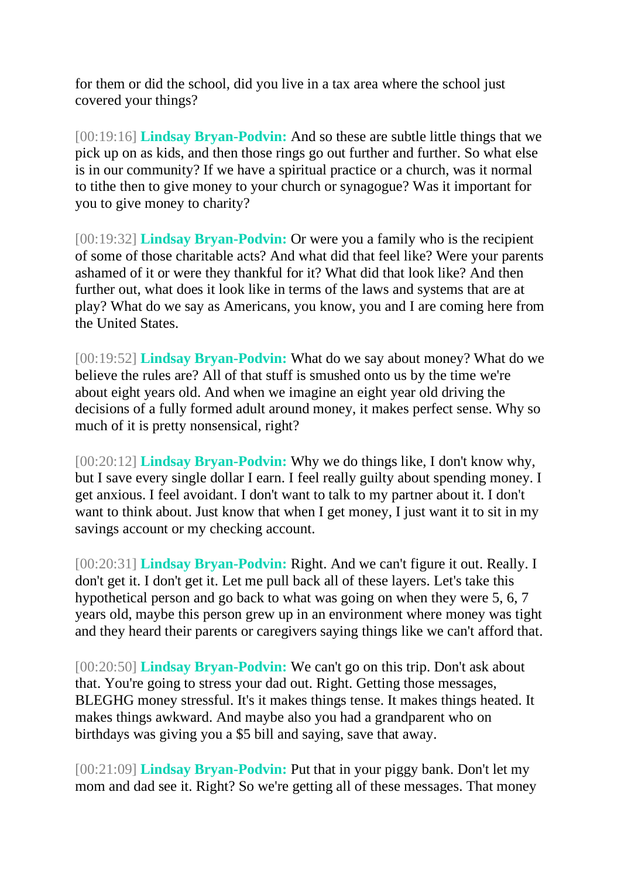for them or did the school, did you live in a tax area where the school just covered your things?

[00:19:16] **Lindsay Bryan-Podvin:** And so these are subtle little things that we pick up on as kids, and then those rings go out further and further. So what else is in our community? If we have a spiritual practice or a church, was it normal to tithe then to give money to your church or synagogue? Was it important for you to give money to charity?

[00:19:32] **Lindsay Bryan-Podvin:** Or were you a family who is the recipient of some of those charitable acts? And what did that feel like? Were your parents ashamed of it or were they thankful for it? What did that look like? And then further out, what does it look like in terms of the laws and systems that are at play? What do we say as Americans, you know, you and I are coming here from the United States.

[00:19:52] **Lindsay Bryan-Podvin:** What do we say about money? What do we believe the rules are? All of that stuff is smushed onto us by the time we're about eight years old. And when we imagine an eight year old driving the decisions of a fully formed adult around money, it makes perfect sense. Why so much of it is pretty nonsensical, right?

[00:20:12] **Lindsay Bryan-Podvin:** Why we do things like, I don't know why, but I save every single dollar I earn. I feel really guilty about spending money. I get anxious. I feel avoidant. I don't want to talk to my partner about it. I don't want to think about. Just know that when I get money, I just want it to sit in my savings account or my checking account.

[00:20:31] **Lindsay Bryan-Podvin:** Right. And we can't figure it out. Really. I don't get it. I don't get it. Let me pull back all of these layers. Let's take this hypothetical person and go back to what was going on when they were 5, 6, 7 years old, maybe this person grew up in an environment where money was tight and they heard their parents or caregivers saying things like we can't afford that.

[00:20:50] **Lindsay Bryan-Podvin:** We can't go on this trip. Don't ask about that. You're going to stress your dad out. Right. Getting those messages, BLEGHG money stressful. It's it makes things tense. It makes things heated. It makes things awkward. And maybe also you had a grandparent who on birthdays was giving you a $5 bill and saying, save that away.

[00:21:09] **Lindsay Bryan-Podvin:** Put that in your piggy bank. Don't let my mom and dad see it. Right? So we're getting all of these messages. That money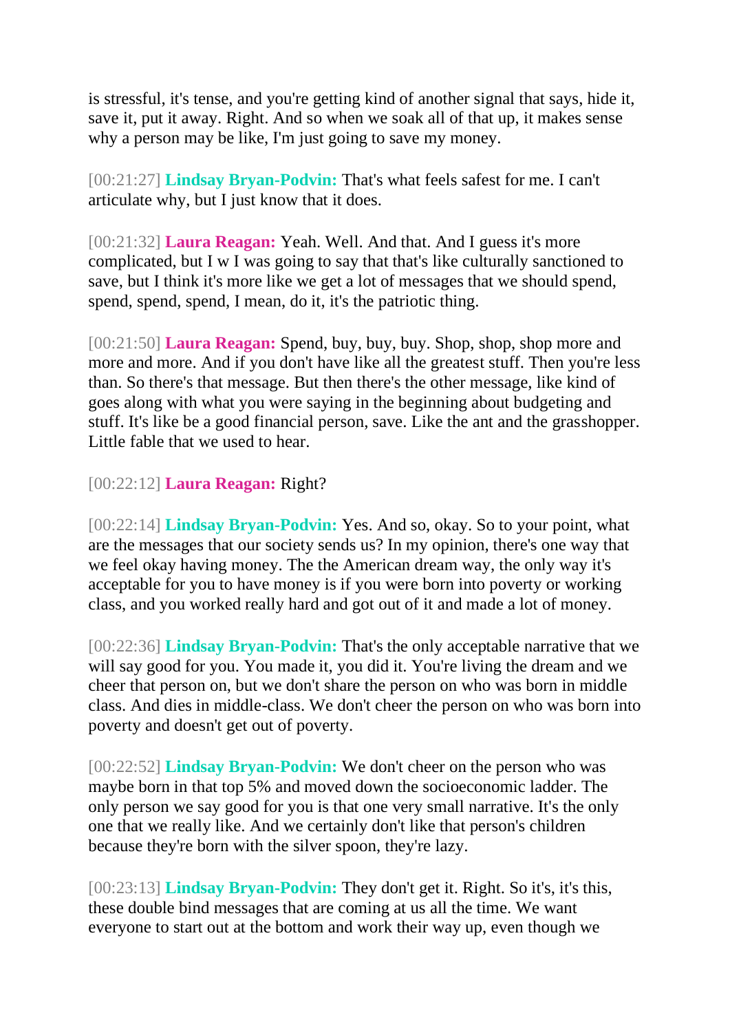is stressful, it's tense, and you're getting kind of another signal that says, hide it, save it, put it away. Right. And so when we soak all of that up, it makes sense why a person may be like, I'm just going to save my money.

[00:21:27] **Lindsay Bryan-Podvin:** That's what feels safest for me. I can't articulate why, but I just know that it does.

[00:21:32] **Laura Reagan:** Yeah. Well. And that. And I guess it's more complicated, but I w I was going to say that that's like culturally sanctioned to save, but I think it's more like we get a lot of messages that we should spend, spend, spend, spend, I mean, do it, it's the patriotic thing.

[00:21:50] **Laura Reagan:** Spend, buy, buy, buy. Shop, shop, shop more and more and more. And if you don't have like all the greatest stuff. Then you're less than. So there's that message. But then there's the other message, like kind of goes along with what you were saying in the beginning about budgeting and stuff. It's like be a good financial person, save. Like the ant and the grasshopper. Little fable that we used to hear.

[00:22:12] **Laura Reagan:** Right?

[00:22:14] **Lindsay Bryan-Podvin:** Yes. And so, okay. So to your point, what are the messages that our society sends us? In my opinion, there's one way that we feel okay having money. The the American dream way, the only way it's acceptable for you to have money is if you were born into poverty or working class, and you worked really hard and got out of it and made a lot of money.

[00:22:36] **Lindsay Bryan-Podvin:** That's the only acceptable narrative that we will say good for you. You made it, you did it. You're living the dream and we cheer that person on, but we don't share the person on who was born in middle class. And dies in middle-class. We don't cheer the person on who was born into poverty and doesn't get out of poverty.

[00:22:52] **Lindsay Bryan-Podvin:** We don't cheer on the person who was maybe born in that top 5% and moved down the socioeconomic ladder. The only person we say good for you is that one very small narrative. It's the only one that we really like. And we certainly don't like that person's children because they're born with the silver spoon, they're lazy.

[00:23:13] **Lindsay Bryan-Podvin:** They don't get it. Right. So it's, it's this, these double bind messages that are coming at us all the time. We want everyone to start out at the bottom and work their way up, even though we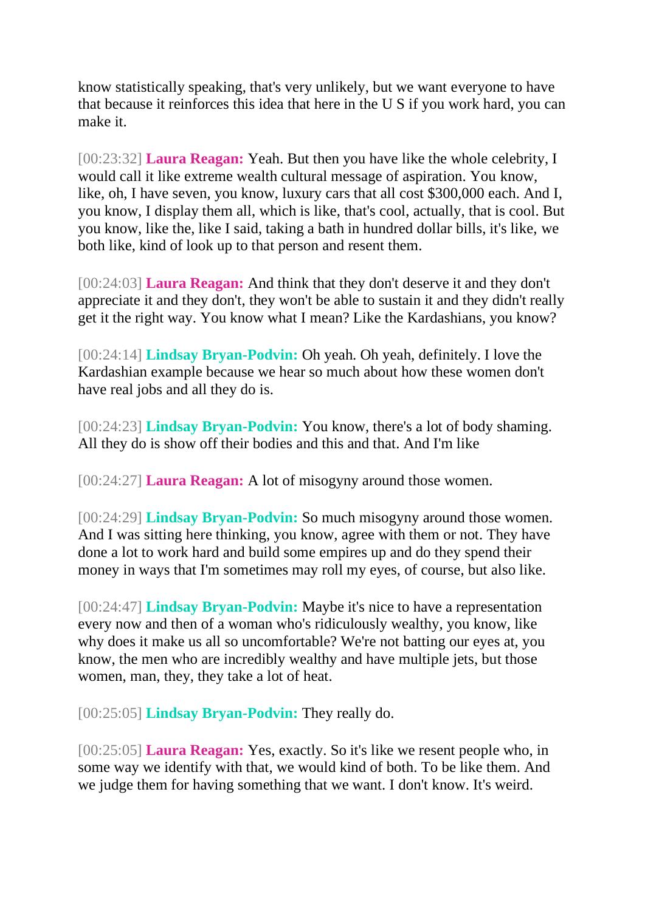know statistically speaking, that's very unlikely, but we want everyone to have that because it reinforces this idea that here in the U S if you work hard, you can make it.

[00:23:32] **Laura Reagan:** Yeah. But then you have like the whole celebrity, I would call it like extreme wealth cultural message of aspiration. You know, like, oh, I have seven, you know, luxury cars that all cost $300,000 each. And I, you know, I display them all, which is like, that's cool, actually, that is cool. But you know, like the, like I said, taking a bath in hundred dollar bills, it's like, we both like, kind of look up to that person and resent them.

[00:24:03] **Laura Reagan:** And think that they don't deserve it and they don't appreciate it and they don't, they won't be able to sustain it and they didn't really get it the right way. You know what I mean? Like the Kardashians, you know?

[00:24:14] **Lindsay Bryan-Podvin:** Oh yeah. Oh yeah, definitely. I love the Kardashian example because we hear so much about how these women don't have real jobs and all they do is.

[00:24:23] **Lindsay Bryan-Podvin:** You know, there's a lot of body shaming. All they do is show off their bodies and this and that. And I'm like

[00:24:27] **Laura Reagan:** A lot of misogyny around those women.

[00:24:29] **Lindsay Bryan-Podvin:** So much misogyny around those women. And I was sitting here thinking, you know, agree with them or not. They have done a lot to work hard and build some empires up and do they spend their money in ways that I'm sometimes may roll my eyes, of course, but also like.

[00:24:47] **Lindsay Bryan-Podvin:** Maybe it's nice to have a representation every now and then of a woman who's ridiculously wealthy, you know, like why does it make us all so uncomfortable? We're not batting our eyes at, you know, the men who are incredibly wealthy and have multiple jets, but those women, man, they, they take a lot of heat.

[00:25:05] **Lindsay Bryan-Podvin:** They really do.

[00:25:05] **Laura Reagan:** Yes, exactly. So it's like we resent people who, in some way we identify with that, we would kind of both. To be like them. And we judge them for having something that we want. I don't know. It's weird.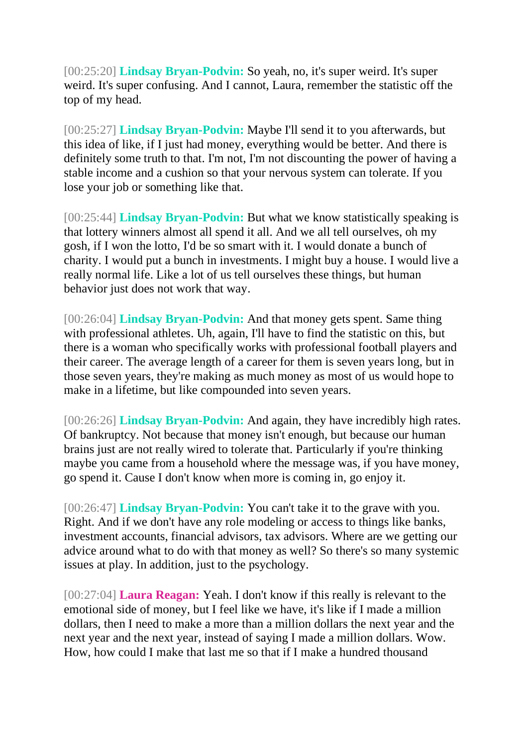[00:25:20] **Lindsay Bryan-Podvin:** So yeah, no, it's super weird. It's super weird. It's super confusing. And I cannot, Laura, remember the statistic off the top of my head.

[00:25:27] **Lindsay Bryan-Podvin:** Maybe I'll send it to you afterwards, but this idea of like, if I just had money, everything would be better. And there is definitely some truth to that. I'm not, I'm not discounting the power of having a stable income and a cushion so that your nervous system can tolerate. If you lose your job or something like that.

[00:25:44] **Lindsay Bryan-Podvin:** But what we know statistically speaking is that lottery winners almost all spend it all. And we all tell ourselves, oh my gosh, if I won the lotto, I'd be so smart with it. I would donate a bunch of charity. I would put a bunch in investments. I might buy a house. I would live a really normal life. Like a lot of us tell ourselves these things, but human behavior just does not work that way.

[00:26:04] **Lindsay Bryan-Podvin:** And that money gets spent. Same thing with professional athletes. Uh, again, I'll have to find the statistic on this, but there is a woman who specifically works with professional football players and their career. The average length of a career for them is seven years long, but in those seven years, they're making as much money as most of us would hope to make in a lifetime, but like compounded into seven years.

[00:26:26] **Lindsay Bryan-Podvin:** And again, they have incredibly high rates. Of bankruptcy. Not because that money isn't enough, but because our human brains just are not really wired to tolerate that. Particularly if you're thinking maybe you came from a household where the message was, if you have money, go spend it. Cause I don't know when more is coming in, go enjoy it.

[00:26:47] **Lindsay Bryan-Podvin:** You can't take it to the grave with you. Right. And if we don't have any role modeling or access to things like banks, investment accounts, financial advisors, tax advisors. Where are we getting our advice around what to do with that money as well? So there's so many systemic issues at play. In addition, just to the psychology.

[00:27:04] **Laura Reagan:** Yeah. I don't know if this really is relevant to the emotional side of money, but I feel like we have, it's like if I made a million dollars, then I need to make a more than a million dollars the next year and the next year and the next year, instead of saying I made a million dollars. Wow. How, how could I make that last me so that if I make a hundred thousand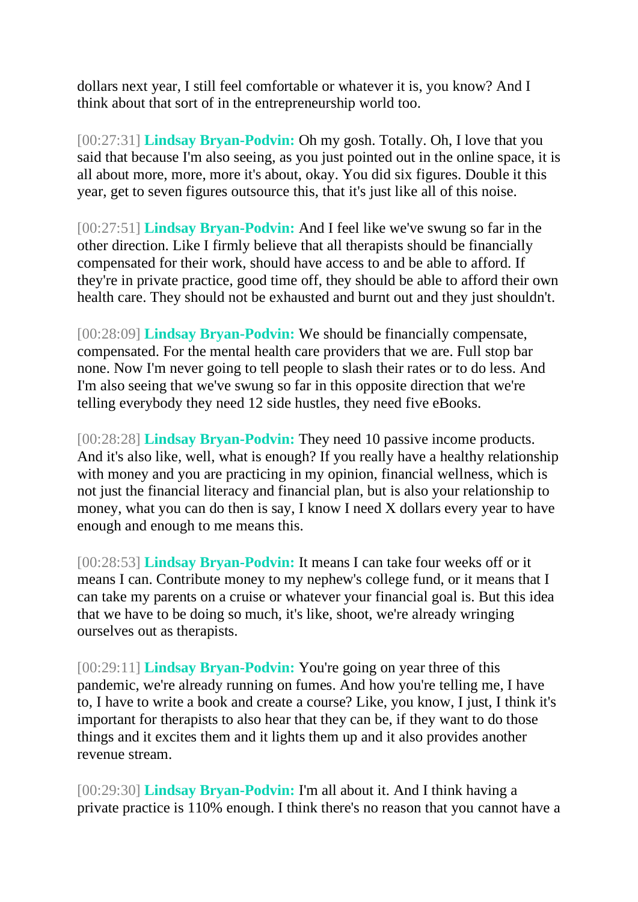dollars next year, I still feel comfortable or whatever it is, you know? And I think about that sort of in the entrepreneurship world too.

[00:27:31] **Lindsay Bryan-Podvin:** Oh my gosh. Totally. Oh, I love that you said that because I'm also seeing, as you just pointed out in the online space, it is all about more, more, more it's about, okay. You did six figures. Double it this year, get to seven figures outsource this, that it's just like all of this noise.

[00:27:51] **Lindsay Bryan-Podvin:** And I feel like we've swung so far in the other direction. Like I firmly believe that all therapists should be financially compensated for their work, should have access to and be able to afford. If they're in private practice, good time off, they should be able to afford their own health care. They should not be exhausted and burnt out and they just shouldn't.

[00:28:09] **Lindsay Bryan-Podvin:** We should be financially compensate, compensated. For the mental health care providers that we are. Full stop bar none. Now I'm never going to tell people to slash their rates or to do less. And I'm also seeing that we've swung so far in this opposite direction that we're telling everybody they need 12 side hustles, they need five eBooks.

[00:28:28] **Lindsay Bryan-Podvin:** They need 10 passive income products. And it's also like, well, what is enough? If you really have a healthy relationship with money and you are practicing in my opinion, financial wellness, which is not just the financial literacy and financial plan, but is also your relationship to money, what you can do then is say, I know I need X dollars every year to have enough and enough to me means this.

[00:28:53] **Lindsay Bryan-Podvin:** It means I can take four weeks off or it means I can. Contribute money to my nephew's college fund, or it means that I can take my parents on a cruise or whatever your financial goal is. But this idea that we have to be doing so much, it's like, shoot, we're already wringing ourselves out as therapists.

[00:29:11] **Lindsay Bryan-Podvin:** You're going on year three of this pandemic, we're already running on fumes. And how you're telling me, I have to, I have to write a book and create a course? Like, you know, I just, I think it's important for therapists to also hear that they can be, if they want to do those things and it excites them and it lights them up and it also provides another revenue stream.

[00:29:30] **Lindsay Bryan-Podvin:** I'm all about it. And I think having a private practice is 110% enough. I think there's no reason that you cannot have a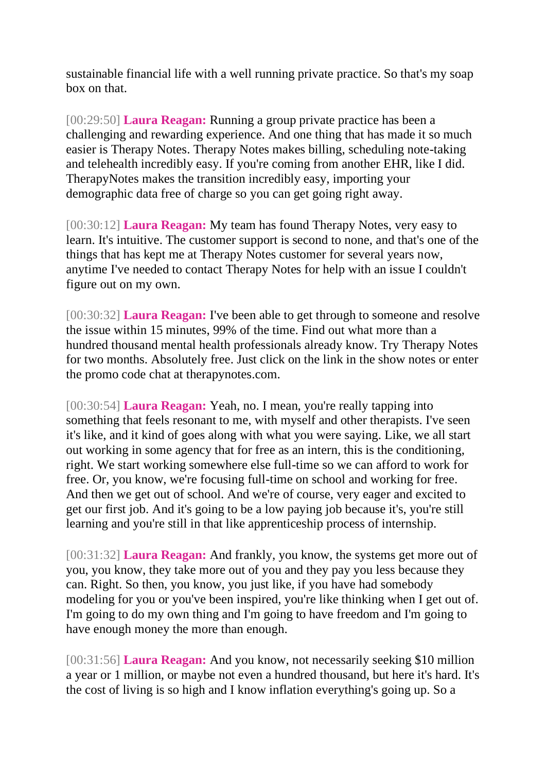sustainable financial life with a well running private practice. So that's my soap box on that.

[00:29:50] **Laura Reagan:** Running a group private practice has been a challenging and rewarding experience. And one thing that has made it so much easier is Therapy Notes. Therapy Notes makes billing, scheduling note-taking and telehealth incredibly easy. If you're coming from another EHR, like I did. TherapyNotes makes the transition incredibly easy, importing your demographic data free of charge so you can get going right away.

[00:30:12] **Laura Reagan:** My team has found Therapy Notes, very easy to learn. It's intuitive. The customer support is second to none, and that's one of the things that has kept me at Therapy Notes customer for several years now, anytime I've needed to contact Therapy Notes for help with an issue I couldn't figure out on my own.

[00:30:32] **Laura Reagan:** I've been able to get through to someone and resolve the issue within 15 minutes, 99% of the time. Find out what more than a hundred thousand mental health professionals already know. Try Therapy Notes for two months. Absolutely free. Just click on the link in the show notes or enter the promo code chat at therapynotes.com.

[00:30:54] **Laura Reagan:** Yeah, no. I mean, you're really tapping into something that feels resonant to me, with myself and other therapists. I've seen it's like, and it kind of goes along with what you were saying. Like, we all start out working in some agency that for free as an intern, this is the conditioning, right. We start working somewhere else full-time so we can afford to work for free. Or, you know, we're focusing full-time on school and working for free. And then we get out of school. And we're of course, very eager and excited to get our first job. And it's going to be a low paying job because it's, you're still learning and you're still in that like apprenticeship process of internship.

[00:31:32] **Laura Reagan:** And frankly, you know, the systems get more out of you, you know, they take more out of you and they pay you less because they can. Right. So then, you know, you just like, if you have had somebody modeling for you or you've been inspired, you're like thinking when I get out of. I'm going to do my own thing and I'm going to have freedom and I'm going to have enough money the more than enough.

[00:31:56] **Laura Reagan:** And you know, not necessarily seeking $10 million a year or 1 million, or maybe not even a hundred thousand, but here it's hard. It's the cost of living is so high and I know inflation everything's going up. So a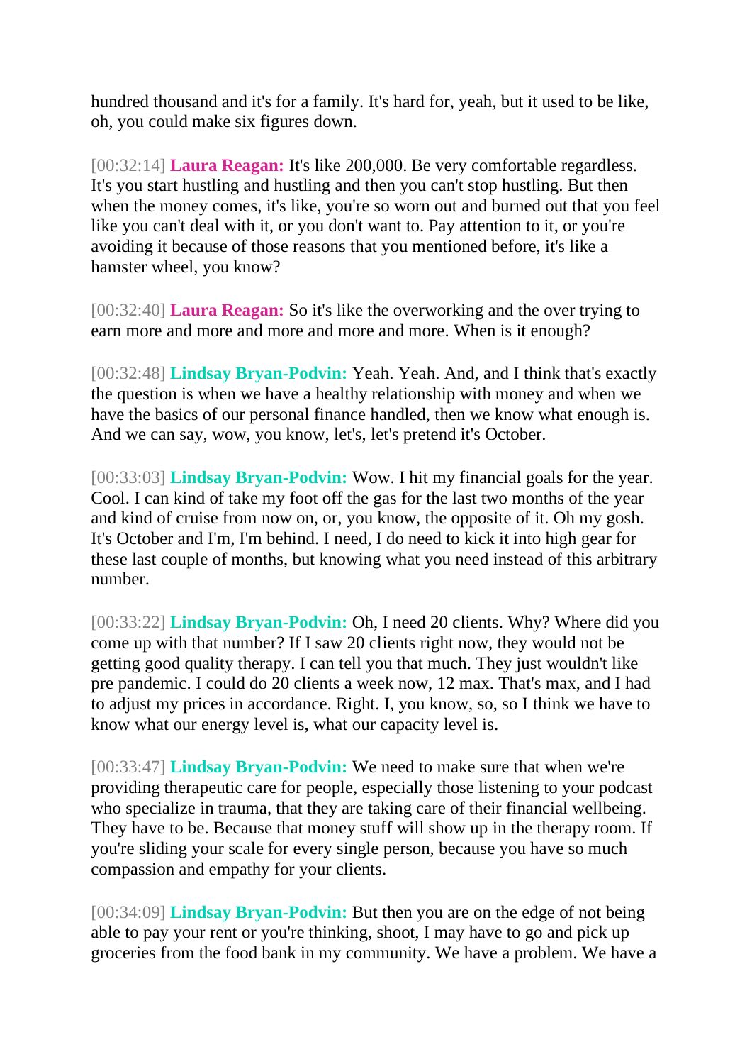hundred thousand and it's for a family. It's hard for, yeah, but it used to be like, oh, you could make six figures down.

[00:32:14] **Laura Reagan:** It's like 200,000. Be very comfortable regardless. It's you start hustling and hustling and then you can't stop hustling. But then when the money comes, it's like, you're so worn out and burned out that you feel like you can't deal with it, or you don't want to. Pay attention to it, or you're avoiding it because of those reasons that you mentioned before, it's like a hamster wheel, you know?

[00:32:40] **Laura Reagan:** So it's like the overworking and the over trying to earn more and more and more and more and more. When is it enough?

[00:32:48] **Lindsay Bryan-Podvin:** Yeah. Yeah. And, and I think that's exactly the question is when we have a healthy relationship with money and when we have the basics of our personal finance handled, then we know what enough is. And we can say, wow, you know, let's, let's pretend it's October.

[00:33:03] **Lindsay Bryan-Podvin:** Wow. I hit my financial goals for the year. Cool. I can kind of take my foot off the gas for the last two months of the year and kind of cruise from now on, or, you know, the opposite of it. Oh my gosh. It's October and I'm, I'm behind. I need, I do need to kick it into high gear for these last couple of months, but knowing what you need instead of this arbitrary number.

[00:33:22] **Lindsay Bryan-Podvin:** Oh, I need 20 clients. Why? Where did you come up with that number? If I saw 20 clients right now, they would not be getting good quality therapy. I can tell you that much. They just wouldn't like pre pandemic. I could do 20 clients a week now, 12 max. That's max, and I had to adjust my prices in accordance. Right. I, you know, so, so I think we have to know what our energy level is, what our capacity level is.

[00:33:47] **Lindsay Bryan-Podvin:** We need to make sure that when we're providing therapeutic care for people, especially those listening to your podcast who specialize in trauma, that they are taking care of their financial wellbeing. They have to be. Because that money stuff will show up in the therapy room. If you're sliding your scale for every single person, because you have so much compassion and empathy for your clients.

[00:34:09] **Lindsay Bryan-Podvin:** But then you are on the edge of not being able to pay your rent or you're thinking, shoot, I may have to go and pick up groceries from the food bank in my community. We have a problem. We have a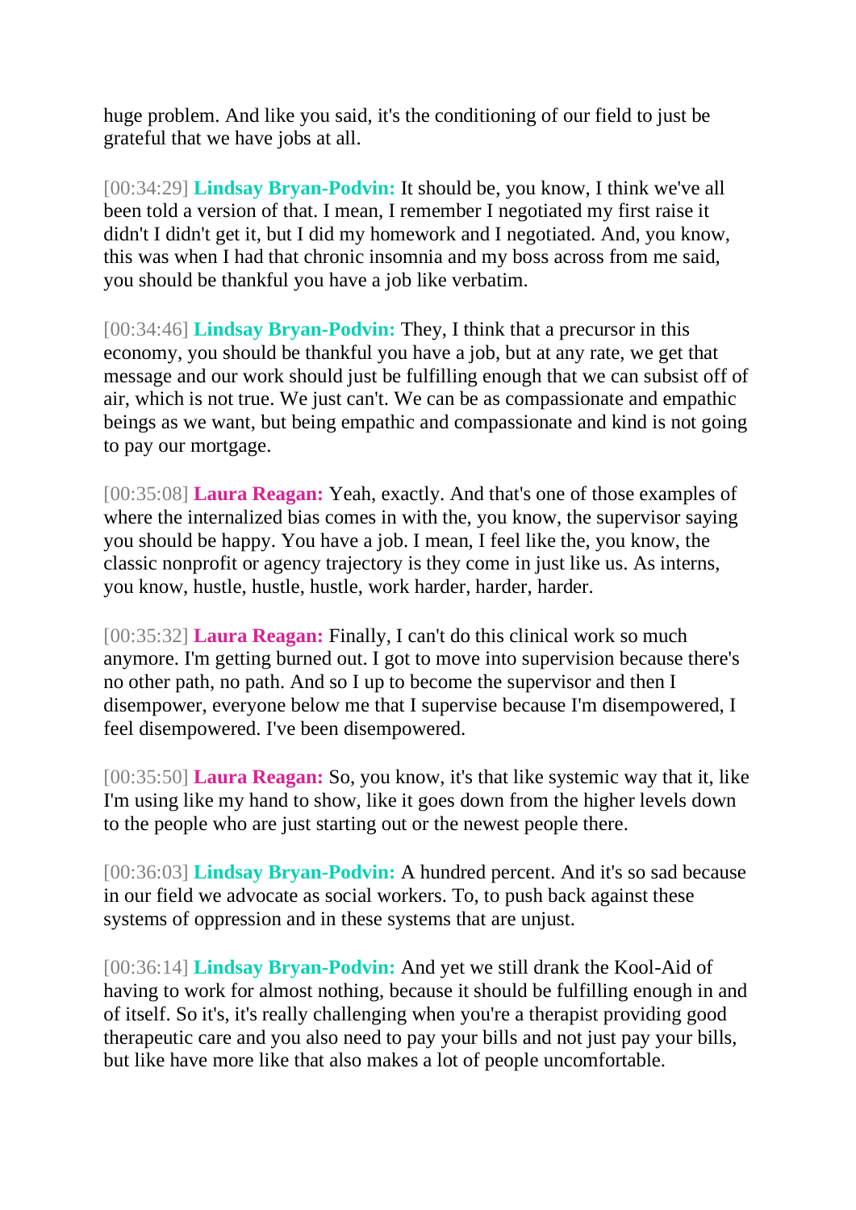huge problem. And like you said, it's the conditioning of our field to just be grateful that we have jobs at all.

[00:34:29] **Lindsay Bryan-Podvin:** It should be, you know, I think we've all been told a version of that. I mean, I remember I negotiated my first raise it didn't I didn't get it, but I did my homework and I negotiated. And, you know, this was when I had that chronic insomnia and my boss across from me said, you should be thankful you have a job like verbatim.

[00:34:46] **Lindsay Bryan-Podvin:** They, I think that a precursor in this economy, you should be thankful you have a job, but at any rate, we get that message and our work should just be fulfilling enough that we can subsist off of air, which is not true. We just can't. We can be as compassionate and empathic beings as we want, but being empathic and compassionate and kind is not going to pay our mortgage.

[00:35:08] **Laura Reagan:** Yeah, exactly. And that's one of those examples of where the internalized bias comes in with the, you know, the supervisor saying you should be happy. You have a job. I mean, I feel like the, you know, the classic nonprofit or agency trajectory is they come in just like us. As interns, you know, hustle, hustle, hustle, work harder, harder, harder.

[00:35:32] **Laura Reagan:** Finally, I can't do this clinical work so much anymore. I'm getting burned out. I got to move into supervision because there's no other path, no path. And so I up to become the supervisor and then I disempower, everyone below me that I supervise because I'm disempowered, I feel disempowered. I've been disempowered.

[00:35:50] **Laura Reagan:** So, you know, it's that like systemic way that it, like I'm using like my hand to show, like it goes down from the higher levels down to the people who are just starting out or the newest people there.

[00:36:03] **Lindsay Bryan-Podvin:** A hundred percent. And it's so sad because in our field we advocate as social workers. To, to push back against these systems of oppression and in these systems that are unjust.

[00:36:14] **Lindsay Bryan-Podvin:** And yet we still drank the Kool-Aid of having to work for almost nothing, because it should be fulfilling enough in and of itself. So it's, it's really challenging when you're a therapist providing good therapeutic care and you also need to pay your bills and not just pay your bills, but like have more like that also makes a lot of people uncomfortable.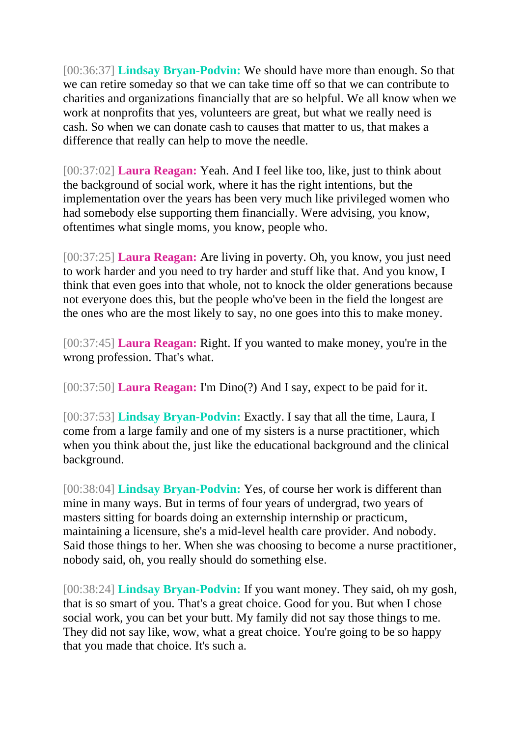[00:36:37] **Lindsay Bryan-Podvin:** We should have more than enough. So that we can retire someday so that we can take time off so that we can contribute to charities and organizations financially that are so helpful. We all know when we work at nonprofits that yes, volunteers are great, but what we really need is cash. So when we can donate cash to causes that matter to us, that makes a difference that really can help to move the needle.

[00:37:02] **Laura Reagan:** Yeah. And I feel like too, like, just to think about the background of social work, where it has the right intentions, but the implementation over the years has been very much like privileged women who had somebody else supporting them financially. Were advising, you know, oftentimes what single moms, you know, people who.

[00:37:25] **Laura Reagan:** Are living in poverty. Oh, you know, you just need to work harder and you need to try harder and stuff like that. And you know, I think that even goes into that whole, not to knock the older generations because not everyone does this, but the people who've been in the field the longest are the ones who are the most likely to say, no one goes into this to make money.

[00:37:45] **Laura Reagan:** Right. If you wanted to make money, you're in the wrong profession. That's what.

[00:37:50] **Laura Reagan:** I'm Dino(?) And I say, expect to be paid for it.

[00:37:53] **Lindsay Bryan-Podvin:** Exactly. I say that all the time, Laura, I come from a large family and one of my sisters is a nurse practitioner, which when you think about the, just like the educational background and the clinical background.

[00:38:04] **Lindsay Bryan-Podvin:** Yes, of course her work is different than mine in many ways. But in terms of four years of undergrad, two years of masters sitting for boards doing an externship internship or practicum, maintaining a licensure, she's a mid-level health care provider. And nobody. Said those things to her. When she was choosing to become a nurse practitioner, nobody said, oh, you really should do something else.

[00:38:24] **Lindsay Bryan-Podvin:** If you want money. They said, oh my gosh, that is so smart of you. That's a great choice. Good for you. But when I chose social work, you can bet your butt. My family did not say those things to me. They did not say like, wow, what a great choice. You're going to be so happy that you made that choice. It's such a.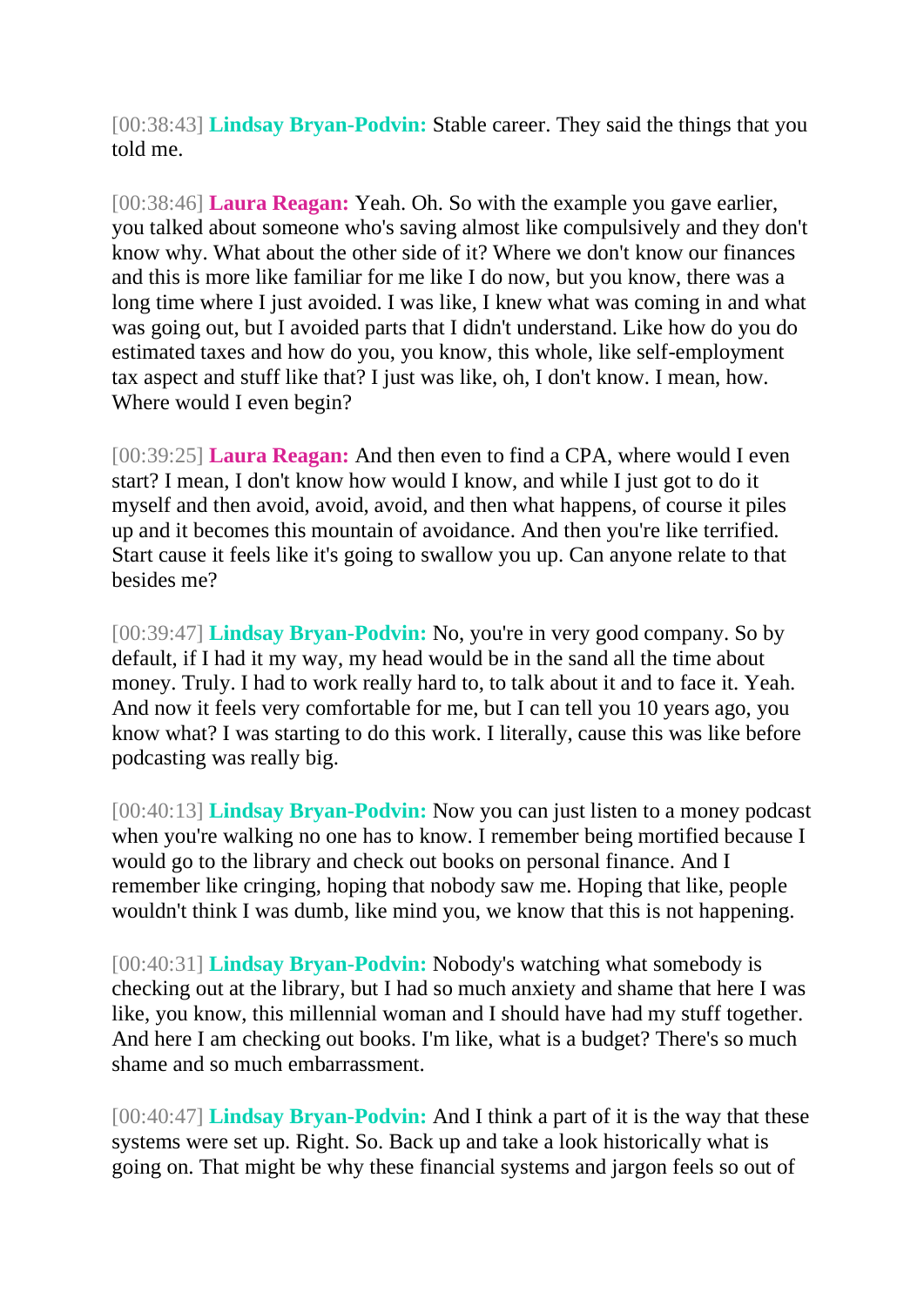[00:38:43] **Lindsay Bryan-Podvin:** Stable career. They said the things that you told me.

[00:38:46] **Laura Reagan:** Yeah. Oh. So with the example you gave earlier, you talked about someone who's saving almost like compulsively and they don't know why. What about the other side of it? Where we don't know our finances and this is more like familiar for me like I do now, but you know, there was a long time where I just avoided. I was like, I knew what was coming in and what was going out, but I avoided parts that I didn't understand. Like how do you do estimated taxes and how do you, you know, this whole, like self-employment tax aspect and stuff like that? I just was like, oh, I don't know. I mean, how. Where would I even begin?

[00:39:25] **Laura Reagan:** And then even to find a CPA, where would I even start? I mean, I don't know how would I know, and while I just got to do it myself and then avoid, avoid, avoid, and then what happens, of course it piles up and it becomes this mountain of avoidance. And then you're like terrified. Start cause it feels like it's going to swallow you up. Can anyone relate to that besides me?

[00:39:47] **Lindsay Bryan-Podvin:** No, you're in very good company. So by default, if I had it my way, my head would be in the sand all the time about money. Truly. I had to work really hard to, to talk about it and to face it. Yeah. And now it feels very comfortable for me, but I can tell you 10 years ago, you know what? I was starting to do this work. I literally, cause this was like before podcasting was really big.

[00:40:13] **Lindsay Bryan-Podvin:** Now you can just listen to a money podcast when you're walking no one has to know. I remember being mortified because I would go to the library and check out books on personal finance. And I remember like cringing, hoping that nobody saw me. Hoping that like, people wouldn't think I was dumb, like mind you, we know that this is not happening.

[00:40:31] **Lindsay Bryan-Podvin:** Nobody's watching what somebody is checking out at the library, but I had so much anxiety and shame that here I was like, you know, this millennial woman and I should have had my stuff together. And here I am checking out books. I'm like, what is a budget? There's so much shame and so much embarrassment.

[00:40:47] **Lindsay Bryan-Podvin:** And I think a part of it is the way that these systems were set up. Right. So. Back up and take a look historically what is going on. That might be why these financial systems and jargon feels so out of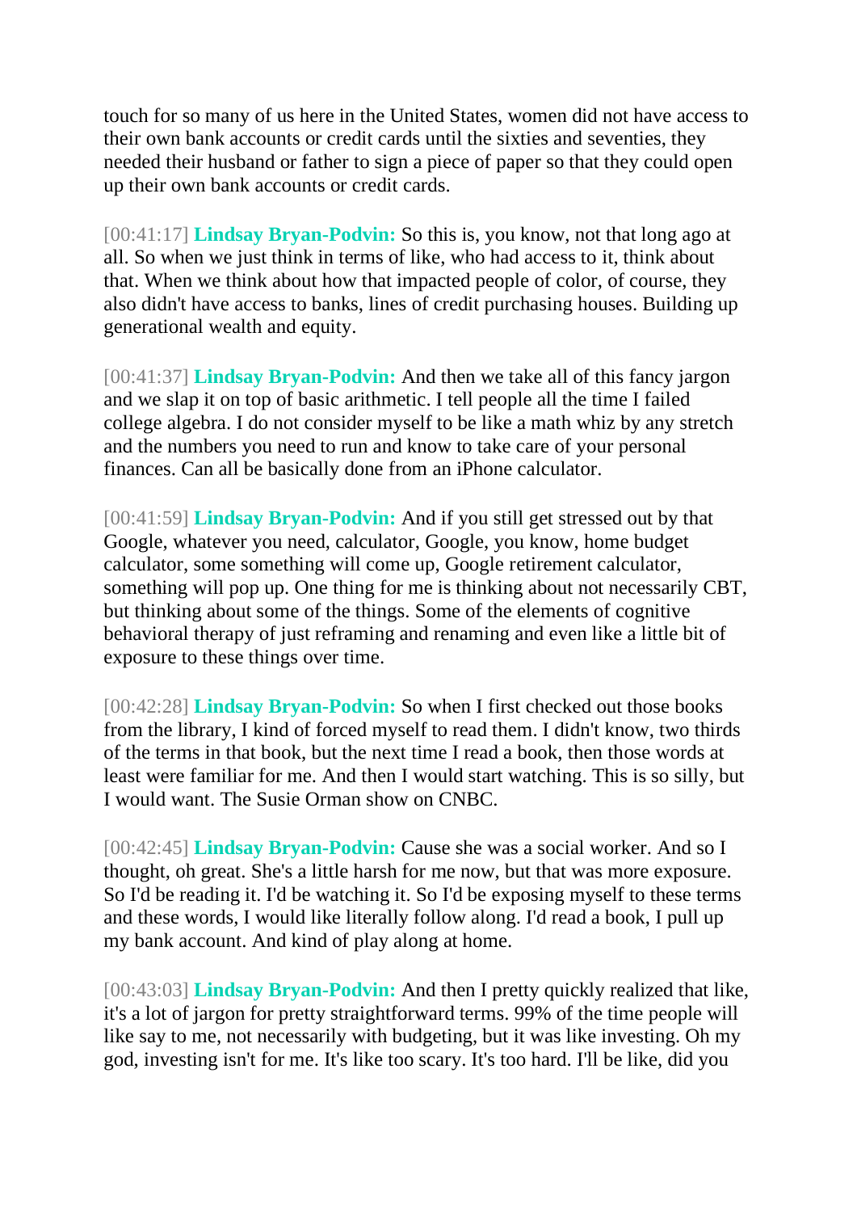touch for so many of us here in the United States, women did not have access to their own bank accounts or credit cards until the sixties and seventies, they needed their husband or father to sign a piece of paper so that they could open up their own bank accounts or credit cards.

[00:41:17] **Lindsay Bryan-Podvin:** So this is, you know, not that long ago at all. So when we just think in terms of like, who had access to it, think about that. When we think about how that impacted people of color, of course, they also didn't have access to banks, lines of credit purchasing houses. Building up generational wealth and equity.

[00:41:37] **Lindsay Bryan-Podvin:** And then we take all of this fancy jargon and we slap it on top of basic arithmetic. I tell people all the time I failed college algebra. I do not consider myself to be like a math whiz by any stretch and the numbers you need to run and know to take care of your personal finances. Can all be basically done from an iPhone calculator.

[00:41:59] **Lindsay Bryan-Podvin:** And if you still get stressed out by that Google, whatever you need, calculator, Google, you know, home budget calculator, some something will come up, Google retirement calculator, something will pop up. One thing for me is thinking about not necessarily CBT, but thinking about some of the things. Some of the elements of cognitive behavioral therapy of just reframing and renaming and even like a little bit of exposure to these things over time.

[00:42:28] **Lindsay Bryan-Podvin:** So when I first checked out those books from the library, I kind of forced myself to read them. I didn't know, two thirds of the terms in that book, but the next time I read a book, then those words at least were familiar for me. And then I would start watching. This is so silly, but I would want. The Susie Orman show on CNBC.

[00:42:45] **Lindsay Bryan-Podvin:** Cause she was a social worker. And so I thought, oh great. She's a little harsh for me now, but that was more exposure. So I'd be reading it. I'd be watching it. So I'd be exposing myself to these terms and these words, I would like literally follow along. I'd read a book, I pull up my bank account. And kind of play along at home.

[00:43:03] **Lindsay Bryan-Podvin:** And then I pretty quickly realized that like, it's a lot of jargon for pretty straightforward terms. 99% of the time people will like say to me, not necessarily with budgeting, but it was like investing. Oh my god, investing isn't for me. It's like too scary. It's too hard. I'll be like, did you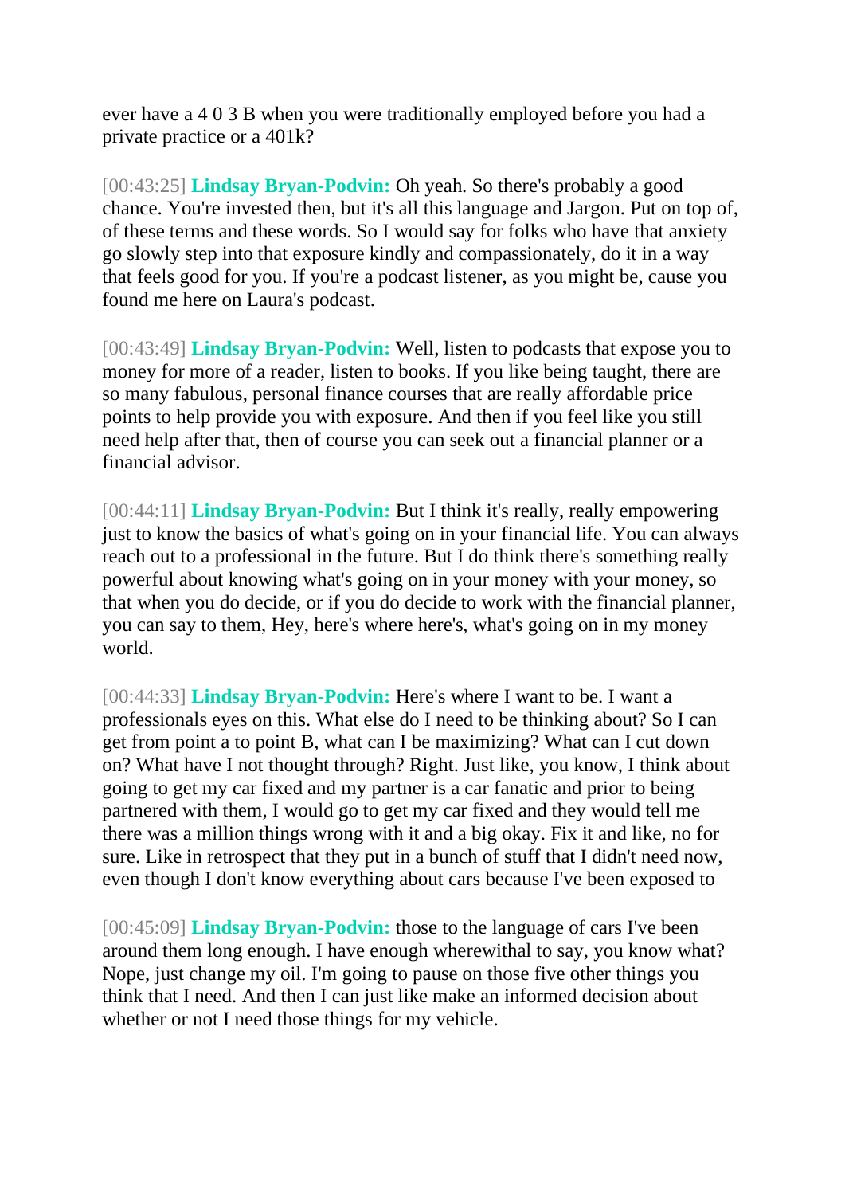ever have a 4 0 3 B when you were traditionally employed before you had a private practice or a 401k?

[00:43:25] **Lindsay Bryan-Podvin:** Oh yeah. So there's probably a good chance. You're invested then, but it's all this language and Jargon. Put on top of, of these terms and these words. So I would say for folks who have that anxiety go slowly step into that exposure kindly and compassionately, do it in a way that feels good for you. If you're a podcast listener, as you might be, cause you found me here on Laura's podcast.

[00:43:49] **Lindsay Bryan-Podvin:** Well, listen to podcasts that expose you to money for more of a reader, listen to books. If you like being taught, there are so many fabulous, personal finance courses that are really affordable price points to help provide you with exposure. And then if you feel like you still need help after that, then of course you can seek out a financial planner or a financial advisor.

[00:44:11] **Lindsay Bryan-Podvin:** But I think it's really, really empowering just to know the basics of what's going on in your financial life. You can always reach out to a professional in the future. But I do think there's something really powerful about knowing what's going on in your money with your money, so that when you do decide, or if you do decide to work with the financial planner, you can say to them, Hey, here's where here's, what's going on in my money world.

[00:44:33] **Lindsay Bryan-Podvin:** Here's where I want to be. I want a professionals eyes on this. What else do I need to be thinking about? So I can get from point a to point B, what can I be maximizing? What can I cut down on? What have I not thought through? Right. Just like, you know, I think about going to get my car fixed and my partner is a car fanatic and prior to being partnered with them, I would go to get my car fixed and they would tell me there was a million things wrong with it and a big okay. Fix it and like, no for sure. Like in retrospect that they put in a bunch of stuff that I didn't need now, even though I don't know everything about cars because I've been exposed to

[00:45:09] **Lindsay Bryan-Podvin:** those to the language of cars I've been around them long enough. I have enough wherewithal to say, you know what? Nope, just change my oil. I'm going to pause on those five other things you think that I need. And then I can just like make an informed decision about whether or not I need those things for my vehicle.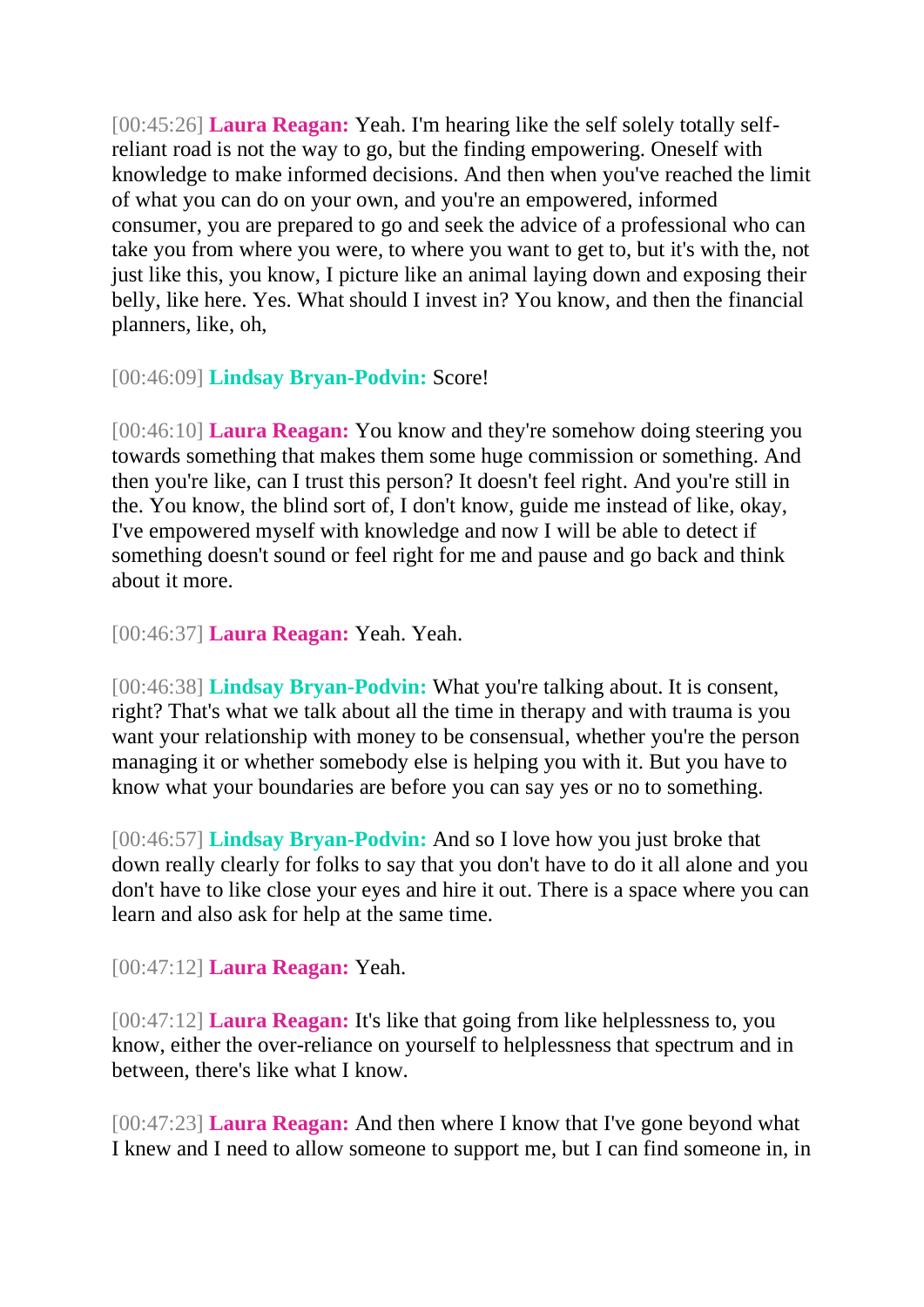[00:45:26] **Laura Reagan:** Yeah. I'm hearing like the self solely totally self-reliant road is not the way to go, but the finding empowering. Oneself with knowledge to make informed decisions. And then when you've reached the limit of what you can do on your own, and you're an empowered, informed consumer, you are prepared to go and seek the advice of a professional who can take you from where you were, to where you want to get to, but it's with the, not just like this, you know, I picture like an animal laying down and exposing their belly, like here. Yes. What should I invest in? You know, and then the financial planners, like, oh,

[00:46:09] **Lindsay Bryan-Podvin:** Score!

[00:46:10] **Laura Reagan:** You know and they're somehow doing steering you towards something that makes them some huge commission or something. And then you're like, can I trust this person? It doesn't feel right. And you're still in the. You know, the blind sort of, I don't know, guide me instead of like, okay, I've empowered myself with knowledge and now I will be able to detect if something doesn't sound or feel right for me and pause and go back and think about it more.

[00:46:37] **Laura Reagan:** Yeah. Yeah.

[00:46:38] **Lindsay Bryan-Podvin:** What you're talking about. It is consent, right? That's what we talk about all the time in therapy and with trauma is you want your relationship with money to be consensual, whether you're the person managing it or whether somebody else is helping you with it. But you have to know what your boundaries are before you can say yes or no to something.

[00:46:57] **Lindsay Bryan-Podvin:** And so I love how you just broke that down really clearly for folks to say that you don't have to do it all alone and you don't have to like close your eyes and hire it out. There is a space where you can learn and also ask for help at the same time.

[00:47:12] **Laura Reagan:** Yeah.

[00:47:12] **Laura Reagan:** It's like that going from like helplessness to, you know, either the over-reliance on yourself to helplessness that spectrum and in between, there's like what I know.

[00:47:23] **Laura Reagan:** And then where I know that I've gone beyond what I knew and I need to allow someone to support me, but I can find someone in, in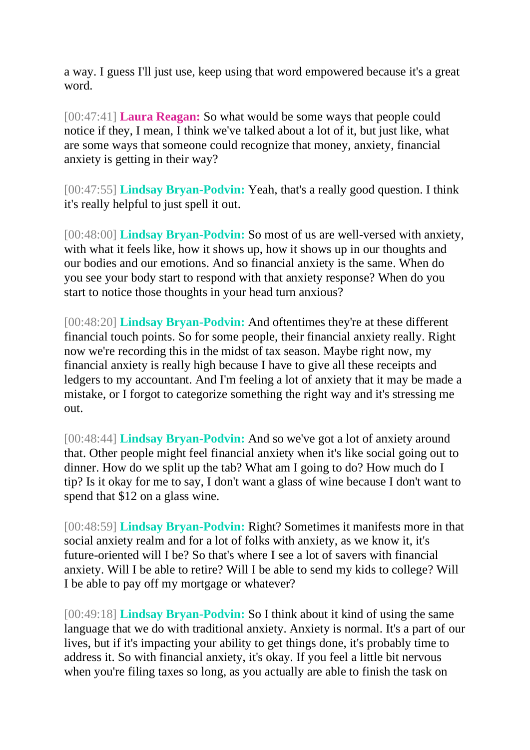a way. I guess I'll just use, keep using that word empowered because it's a great word.

[00:47:41] **Laura Reagan:** So what would be some ways that people could notice if they, I mean, I think we've talked about a lot of it, but just like, what are some ways that someone could recognize that money, anxiety, financial anxiety is getting in their way?

[00:47:55] **Lindsay Bryan-Podvin:** Yeah, that's a really good question. I think it's really helpful to just spell it out.

[00:48:00] **Lindsay Bryan-Podvin:** So most of us are well-versed with anxiety, with what it feels like, how it shows up, how it shows up in our thoughts and our bodies and our emotions. And so financial anxiety is the same. When do you see your body start to respond with that anxiety response? When do you start to notice those thoughts in your head turn anxious?

[00:48:20] **Lindsay Bryan-Podvin:** And oftentimes they're at these different financial touch points. So for some people, their financial anxiety really. Right now we're recording this in the midst of tax season. Maybe right now, my financial anxiety is really high because I have to give all these receipts and ledgers to my accountant. And I'm feeling a lot of anxiety that it may be made a mistake, or I forgot to categorize something the right way and it's stressing me out.

[00:48:44] **Lindsay Bryan-Podvin:** And so we've got a lot of anxiety around that. Other people might feel financial anxiety when it's like social going out to dinner. How do we split up the tab? What am I going to do? How much do I tip? Is it okay for me to say, I don't want a glass of wine because I don't want to spend that $12 on a glass wine.

[00:48:59] **Lindsay Bryan-Podvin:** Right? Sometimes it manifests more in that social anxiety realm and for a lot of folks with anxiety, as we know it, it's future-oriented will I be? So that's where I see a lot of savers with financial anxiety. Will I be able to retire? Will I be able to send my kids to college? Will I be able to pay off my mortgage or whatever?

[00:49:18] **Lindsay Bryan-Podvin:** So I think about it kind of using the same language that we do with traditional anxiety. Anxiety is normal. It's a part of our lives, but if it's impacting your ability to get things done, it's probably time to address it. So with financial anxiety, it's okay. If you feel a little bit nervous when you're filing taxes so long, as you actually are able to finish the task on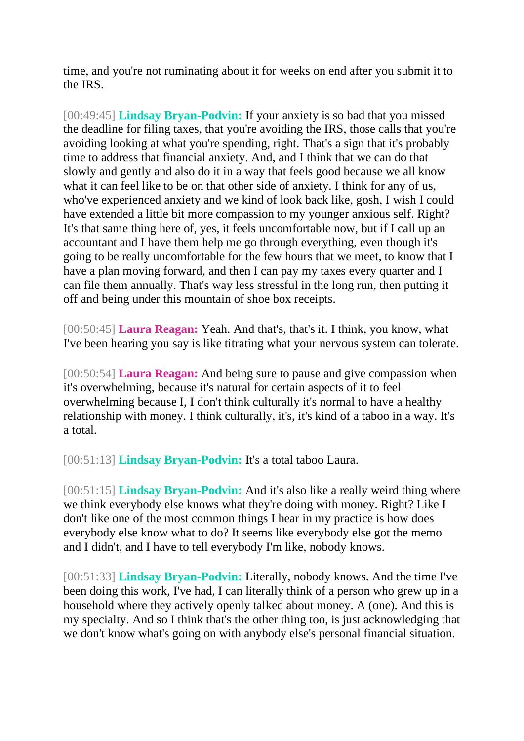time, and you're not ruminating about it for weeks on end after you submit it to the IRS.

[00:49:45] **Lindsay Bryan-Podvin:** If your anxiety is so bad that you missed the deadline for filing taxes, that you're avoiding the IRS, those calls that you're avoiding looking at what you're spending, right. That's a sign that it's probably time to address that financial anxiety. And, and I think that we can do that slowly and gently and also do it in a way that feels good because we all know what it can feel like to be on that other side of anxiety. I think for any of us, who've experienced anxiety and we kind of look back like, gosh, I wish I could have extended a little bit more compassion to my younger anxious self. Right? It's that same thing here of, yes, it feels uncomfortable now, but if I call up an accountant and I have them help me go through everything, even though it's going to be really uncomfortable for the few hours that we meet, to know that I have a plan moving forward, and then I can pay my taxes every quarter and I can file them annually. That's way less stressful in the long run, then putting it off and being under this mountain of shoe box receipts.

[00:50:45] **Laura Reagan:** Yeah. And that's, that's it. I think, you know, what I've been hearing you say is like titrating what your nervous system can tolerate.

[00:50:54] **Laura Reagan:** And being sure to pause and give compassion when it's overwhelming, because it's natural for certain aspects of it to feel overwhelming because I, I don't think culturally it's normal to have a healthy relationship with money. I think culturally, it's, it's kind of a taboo in a way. It's a total.

[00:51:13] **Lindsay Bryan-Podvin:** It's a total taboo Laura.

[00:51:15] **Lindsay Bryan-Podvin:** And it's also like a really weird thing where we think everybody else knows what they're doing with money. Right? Like I don't like one of the most common things I hear in my practice is how does everybody else know what to do? It seems like everybody else got the memo and I didn't, and I have to tell everybody I'm like, nobody knows.

[00:51:33] **Lindsay Bryan-Podvin:** Literally, nobody knows. And the time I've been doing this work, I've had, I can literally think of a person who grew up in a household where they actively openly talked about money. A (one). And this is my specialty. And so I think that's the other thing too, is just acknowledging that we don't know what's going on with anybody else's personal financial situation.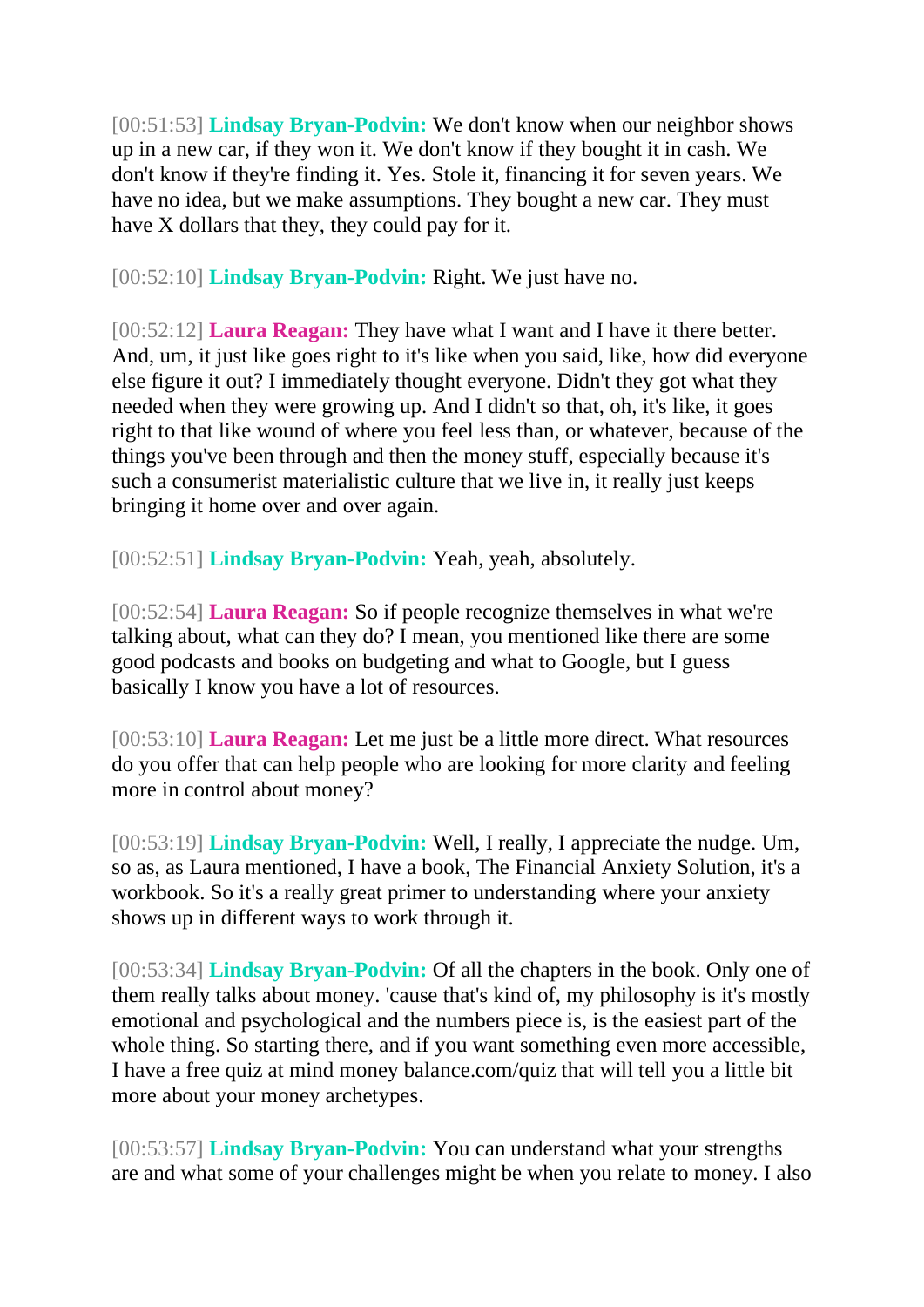[00:51:53] **Lindsay Bryan-Podvin:** We don't know when our neighbor shows up in a new car, if they won it. We don't know if they bought it in cash. We don't know if they're finding it. Yes. Stole it, financing it for seven years. We have no idea, but we make assumptions. They bought a new car. They must have X dollars that they, they could pay for it.

[00:52:10] **Lindsay Bryan-Podvin:** Right. We just have no.

[00:52:12] **Laura Reagan:** They have what I want and I have it there better. And, um, it just like goes right to it's like when you said, like, how did everyone else figure it out? I immediately thought everyone. Didn't they got what they needed when they were growing up. And I didn't so that, oh, it's like, it goes right to that like wound of where you feel less than, or whatever, because of the things you've been through and then the money stuff, especially because it's such a consumerist materialistic culture that we live in, it really just keeps bringing it home over and over again.

[00:52:51] **Lindsay Bryan-Podvin:** Yeah, yeah, absolutely.

[00:52:54] **Laura Reagan:** So if people recognize themselves in what we're talking about, what can they do? I mean, you mentioned like there are some good podcasts and books on budgeting and what to Google, but I guess basically I know you have a lot of resources.

[00:53:10] **Laura Reagan:** Let me just be a little more direct. What resources do you offer that can help people who are looking for more clarity and feeling more in control about money?

[00:53:19] **Lindsay Bryan-Podvin:** Well, I really, I appreciate the nudge. Um, so as, as Laura mentioned, I have a book, The Financial Anxiety Solution, it's a workbook. So it's a really great primer to understanding where your anxiety shows up in different ways to work through it.

[00:53:34] **Lindsay Bryan-Podvin:** Of all the chapters in the book. Only one of them really talks about money. 'cause that's kind of, my philosophy is it's mostly emotional and psychological and the numbers piece is, is the easiest part of the whole thing. So starting there, and if you want something even more accessible, I have a free quiz at mind money balance.com/quiz that will tell you a little bit more about your money archetypes.

[00:53:57] **Lindsay Bryan-Podvin:** You can understand what your strengths are and what some of your challenges might be when you relate to money. I also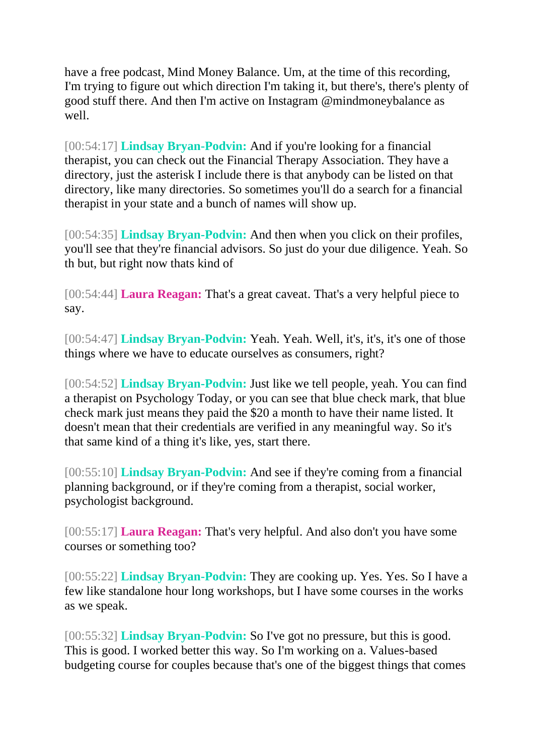have a free podcast, Mind Money Balance. Um, at the time of this recording, I'm trying to figure out which direction I'm taking it, but there's, there's plenty of good stuff there. And then I'm active on Instagram @mindmoneybalance as well.

[00:54:17] **Lindsay Bryan-Podvin:** And if you're looking for a financial therapist, you can check out the Financial Therapy Association. They have a directory, just the asterisk I include there is that anybody can be listed on that directory, like many directories. So sometimes you'll do a search for a financial therapist in your state and a bunch of names will show up.

[00:54:35] **Lindsay Bryan-Podvin:** And then when you click on their profiles, you'll see that they're financial advisors. So just do your due diligence. Yeah. So th but, but right now thats kind of

[00:54:44] **Laura Reagan:** That's a great caveat. That's a very helpful piece to say.

[00:54:47] **Lindsay Bryan-Podvin:** Yeah. Yeah. Well, it's, it's, it's one of those things where we have to educate ourselves as consumers, right?

[00:54:52] **Lindsay Bryan-Podvin:** Just like we tell people, yeah. You can find a therapist on Psychology Today, or you can see that blue check mark, that blue check mark just means they paid the $20 a month to have their name listed. It doesn't mean that their credentials are verified in any meaningful way. So it's that same kind of a thing it's like, yes, start there.

[00:55:10] **Lindsay Bryan-Podvin:** And see if they're coming from a financial planning background, or if they're coming from a therapist, social worker, psychologist background.

[00:55:17] **Laura Reagan:** That's very helpful. And also don't you have some courses or something too?

[00:55:22] **Lindsay Bryan-Podvin:** They are cooking up. Yes. Yes. So I have a few like standalone hour long workshops, but I have some courses in the works as we speak.

[00:55:32] **Lindsay Bryan-Podvin:** So I've got no pressure, but this is good. This is good. I worked better this way. So I'm working on a. Values-based budgeting course for couples because that's one of the biggest things that comes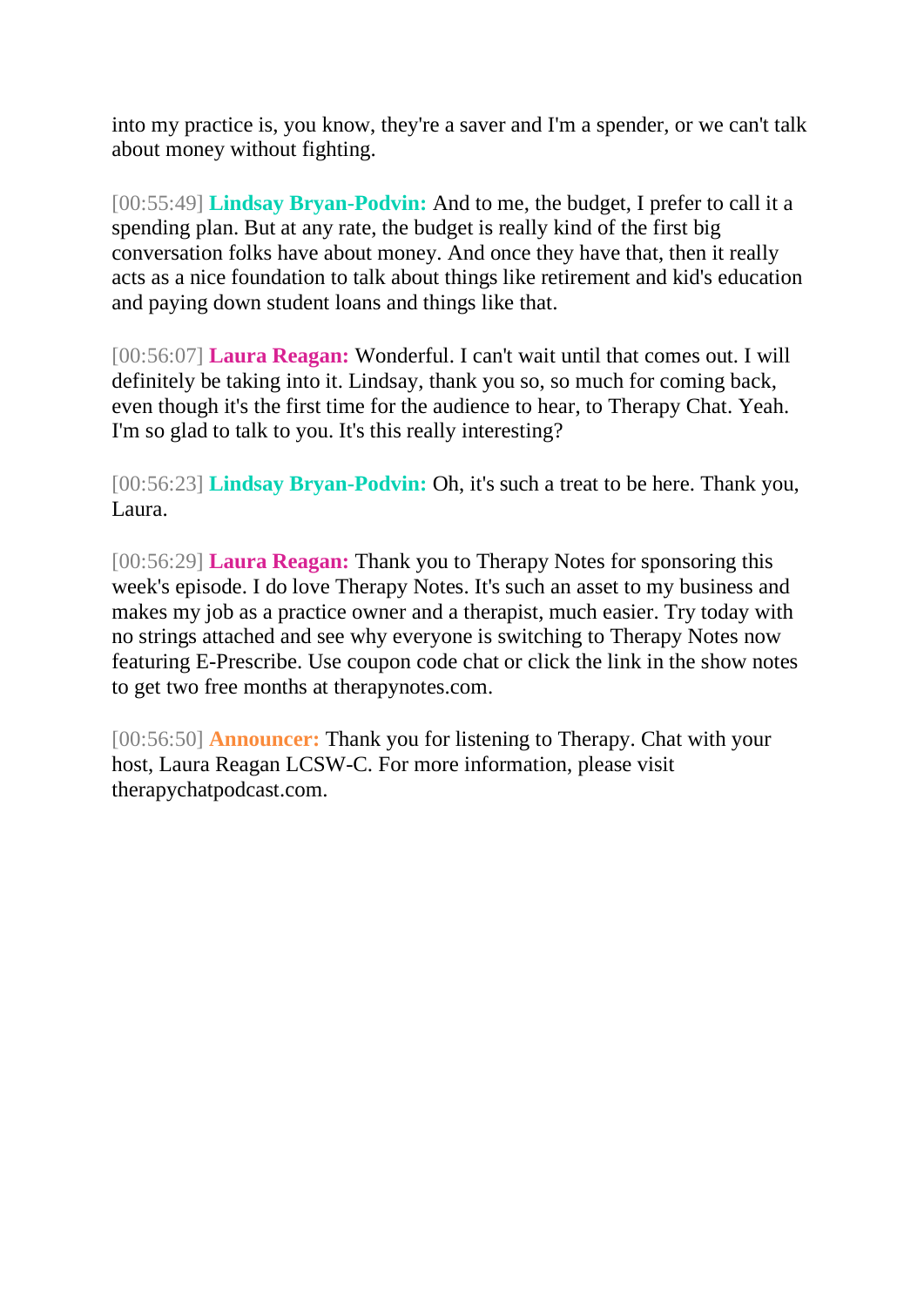into my practice is, you know, they're a saver and I'm a spender, or we can't talk about money without fighting.

[00:55:49] **Lindsay Bryan-Podvin:** And to me, the budget, I prefer to call it a spending plan. But at any rate, the budget is really kind of the first big conversation folks have about money. And once they have that, then it really acts as a nice foundation to talk about things like retirement and kid's education and paying down student loans and things like that.

[00:56:07] **Laura Reagan:** Wonderful. I can't wait until that comes out. I will definitely be taking into it. Lindsay, thank you so, so much for coming back, even though it's the first time for the audience to hear, to Therapy Chat. Yeah. I'm so glad to talk to you. It's this really interesting?

[00:56:23] **Lindsay Bryan-Podvin:** Oh, it's such a treat to be here. Thank you, Laura.

[00:56:29] **Laura Reagan:** Thank you to Therapy Notes for sponsoring this week's episode. I do love Therapy Notes. It's such an asset to my business and makes my job as a practice owner and a therapist, much easier. Try today with no strings attached and see why everyone is switching to Therapy Notes now featuring E-Prescribe. Use coupon code chat or click the link in the show notes to get two free months at therapynotes.com.

[00:56:50] **Announcer:** Thank you for listening to Therapy. Chat with your host, Laura Reagan LCSW-C. For more information, please visit therapychatpodcast.com.